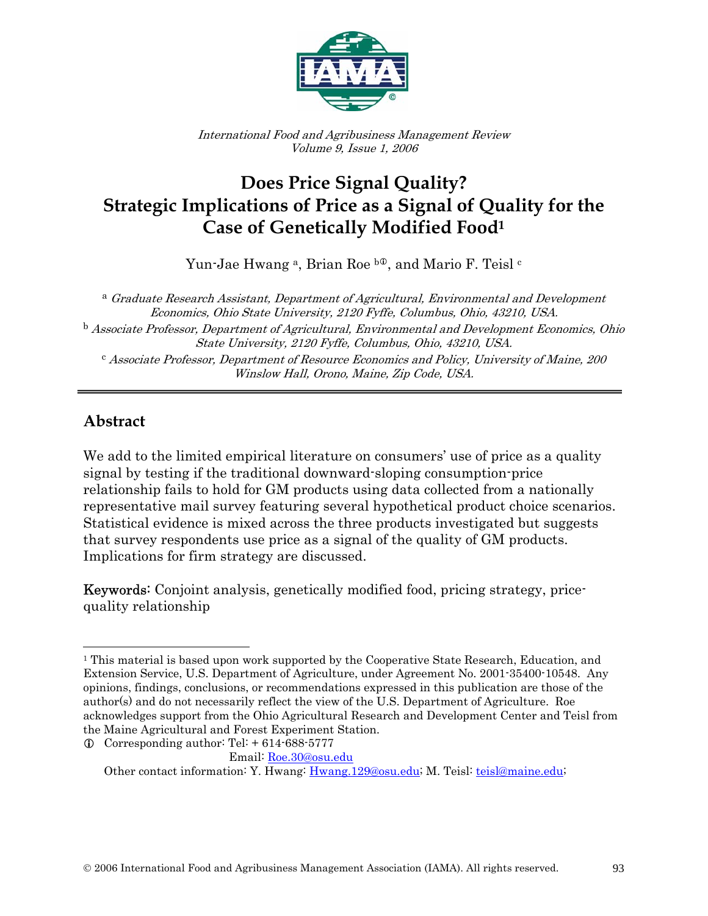*International Food and Agribusiness Management Review*
*Volume 9, Issue 1, 2006*

# Does Price Signal Quality? Strategic Implications of Price as a Signal of Quality for the Case of Genetically Modified Food[1]

Yun-Jae Hwang [a], Brian Roe [b①], and Mario F. Teisl [c]

[a] *Graduate Research Assistant, Department of Agricultural, Environmental and Development Economics, Ohio State University, 2120 Fyffe, Columbus, Ohio, 43210, USA.*

[b] *Associate Professor, Department of Agricultural, Environmental and Development Economics, Ohio State University, 2120 Fyffe, Columbus, Ohio, 43210, USA.*

[c] *Associate Professor, Department of Resource Economics and Policy, University of Maine, 200 Winslow Hall, Orono, Maine, Zip Code, USA.*

---

## Abstract

We add to the limited empirical literature on consumers' use of price as a quality signal by testing if the traditional downward-sloping consumption-price relationship fails to hold for GM products using data collected from a nationally representative mail survey featuring several hypothetical product choice scenarios. Statistical evidence is mixed across the three products investigated but suggests that survey respondents use price as a signal of the quality of GM products. Implications for firm strategy are discussed.

**Keywords:** Conjoint analysis, genetically modified food, pricing strategy, price-quality relationship

---

[1] This material is based upon work supported by the Cooperative State Research, Education, and Extension Service, U.S. Department of Agriculture, under Agreement No. 2001-35400-10548. Any opinions, findings, conclusions, or recommendations expressed in this publication are those of the author(s) and do not necessarily reflect the view of the U.S. Department of Agriculture. Roe acknowledges support from the Ohio Agricultural Research and Development Center and Teisl from the Maine Agricultural and Forest Experiment Station.

① Corresponding author: Tel: + 614-688-5777
Email: Roe.30@osu.edu

Other contact information: Y. Hwang: Hwang.129@osu.edu; M. Teisl: teisl@maine.edu;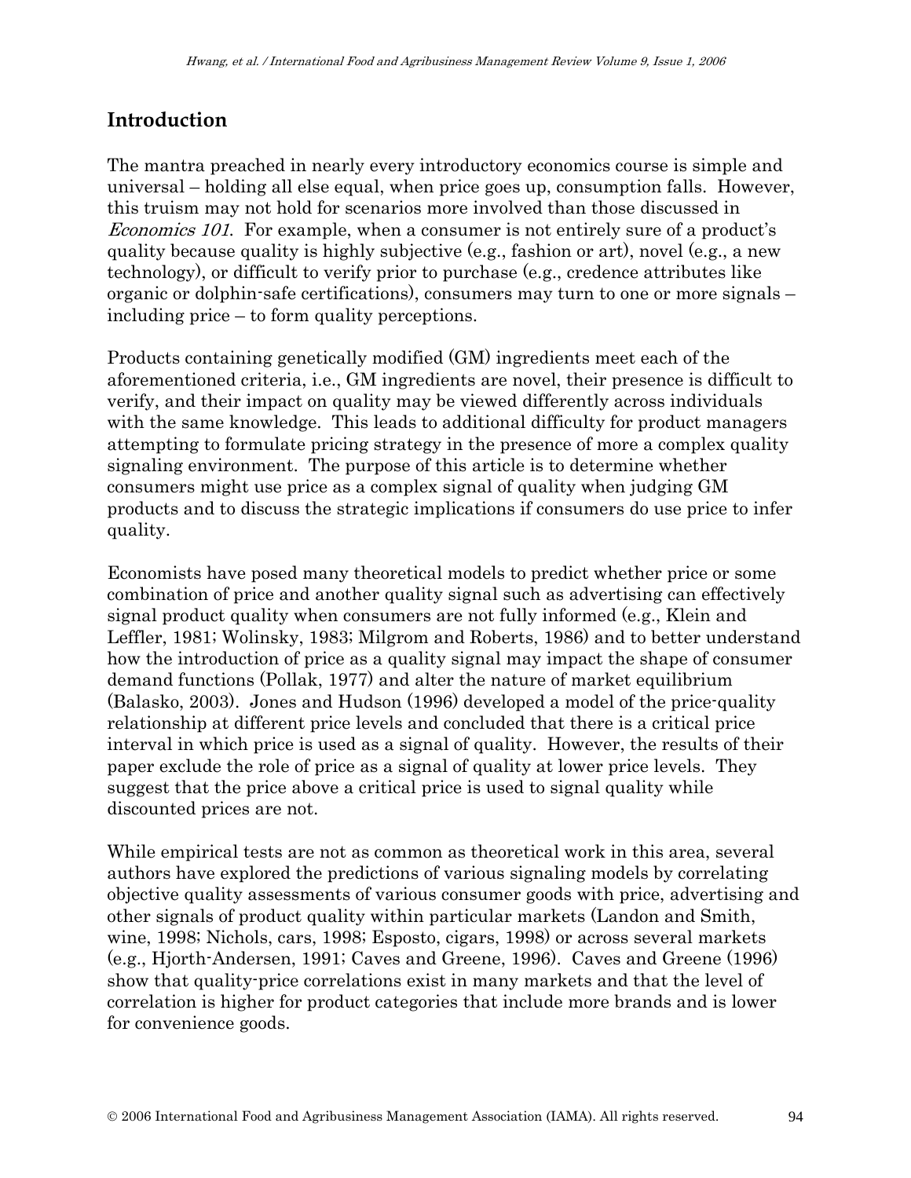## Introduction

The mantra preached in nearly every introductory economics course is simple and universal – holding all else equal, when price goes up, consumption falls. However, this truism may not hold for scenarios more involved than those discussed in *Economics 101*. For example, when a consumer is not entirely sure of a product's quality because quality is highly subjective (e.g., fashion or art), novel (e.g., a new technology), or difficult to verify prior to purchase (e.g., credence attributes like organic or dolphin-safe certifications), consumers may turn to one or more signals – including price – to form quality perceptions.

Products containing genetically modified (GM) ingredients meet each of the aforementioned criteria, i.e., GM ingredients are novel, their presence is difficult to verify, and their impact on quality may be viewed differently across individuals with the same knowledge. This leads to additional difficulty for product managers attempting to formulate pricing strategy in the presence of more a complex quality signaling environment. The purpose of this article is to determine whether consumers might use price as a complex signal of quality when judging GM products and to discuss the strategic implications if consumers do use price to infer quality.

Economists have posed many theoretical models to predict whether price or some combination of price and another quality signal such as advertising can effectively signal product quality when consumers are not fully informed (e.g., Klein and Leffler, 1981; Wolinsky, 1983; Milgrom and Roberts, 1986) and to better understand how the introduction of price as a quality signal may impact the shape of consumer demand functions (Pollak, 1977) and alter the nature of market equilibrium (Balasko, 2003). Jones and Hudson (1996) developed a model of the price-quality relationship at different price levels and concluded that there is a critical price interval in which price is used as a signal of quality. However, the results of their paper exclude the role of price as a signal of quality at lower price levels. They suggest that the price above a critical price is used to signal quality while discounted prices are not.

While empirical tests are not as common as theoretical work in this area, several authors have explored the predictions of various signaling models by correlating objective quality assessments of various consumer goods with price, advertising and other signals of product quality within particular markets (Landon and Smith, wine, 1998; Nichols, cars, 1998; Esposto, cigars, 1998) or across several markets (e.g., Hjorth-Andersen, 1991; Caves and Greene, 1996). Caves and Greene (1996) show that quality-price correlations exist in many markets and that the level of correlation is higher for product categories that include more brands and is lower for convenience goods.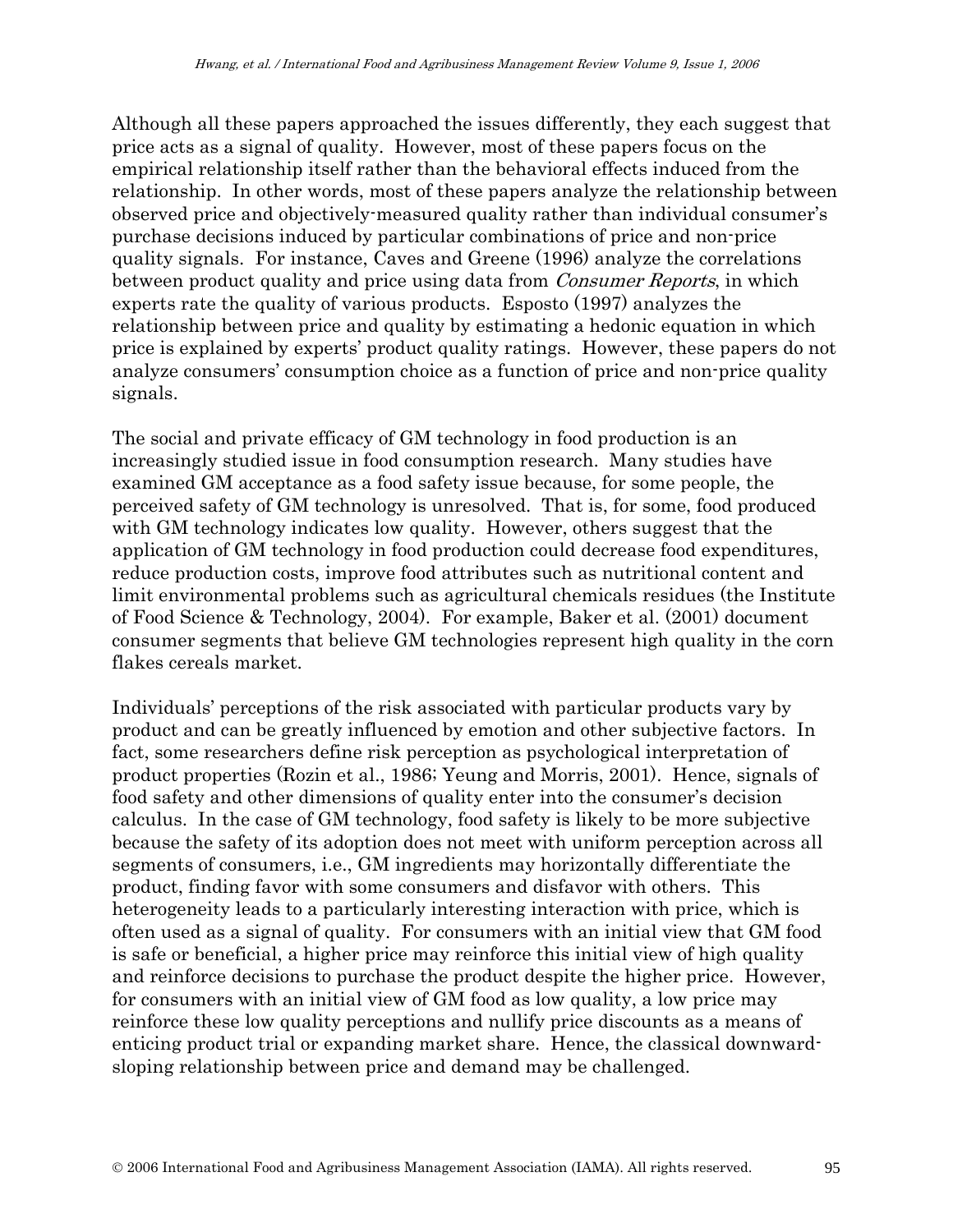Although all these papers approached the issues differently, they each suggest that price acts as a signal of quality. However, most of these papers focus on the empirical relationship itself rather than the behavioral effects induced from the relationship. In other words, most of these papers analyze the relationship between observed price and objectively-measured quality rather than individual consumer's purchase decisions induced by particular combinations of price and non-price quality signals. For instance, Caves and Greene (1996) analyze the correlations between product quality and price using data from *Consumer Reports*, in which experts rate the quality of various products. Esposto (1997) analyzes the relationship between price and quality by estimating a hedonic equation in which price is explained by experts' product quality ratings. However, these papers do not analyze consumers' consumption choice as a function of price and non-price quality signals.

The social and private efficacy of GM technology in food production is an increasingly studied issue in food consumption research. Many studies have examined GM acceptance as a food safety issue because, for some people, the perceived safety of GM technology is unresolved. That is, for some, food produced with GM technology indicates low quality. However, others suggest that the application of GM technology in food production could decrease food expenditures, reduce production costs, improve food attributes such as nutritional content and limit environmental problems such as agricultural chemicals residues (the Institute of Food Science & Technology, 2004). For example, Baker et al. (2001) document consumer segments that believe GM technologies represent high quality in the corn flakes cereals market.

Individuals' perceptions of the risk associated with particular products vary by product and can be greatly influenced by emotion and other subjective factors. In fact, some researchers define risk perception as psychological interpretation of product properties (Rozin et al., 1986; Yeung and Morris, 2001). Hence, signals of food safety and other dimensions of quality enter into the consumer's decision calculus. In the case of GM technology, food safety is likely to be more subjective because the safety of its adoption does not meet with uniform perception across all segments of consumers, i.e., GM ingredients may horizontally differentiate the product, finding favor with some consumers and disfavor with others. This heterogeneity leads to a particularly interesting interaction with price, which is often used as a signal of quality. For consumers with an initial view that GM food is safe or beneficial, a higher price may reinforce this initial view of high quality and reinforce decisions to purchase the product despite the higher price. However, for consumers with an initial view of GM food as low quality, a low price may reinforce these low quality perceptions and nullify price discounts as a means of enticing product trial or expanding market share. Hence, the classical downward-sloping relationship between price and demand may be challenged.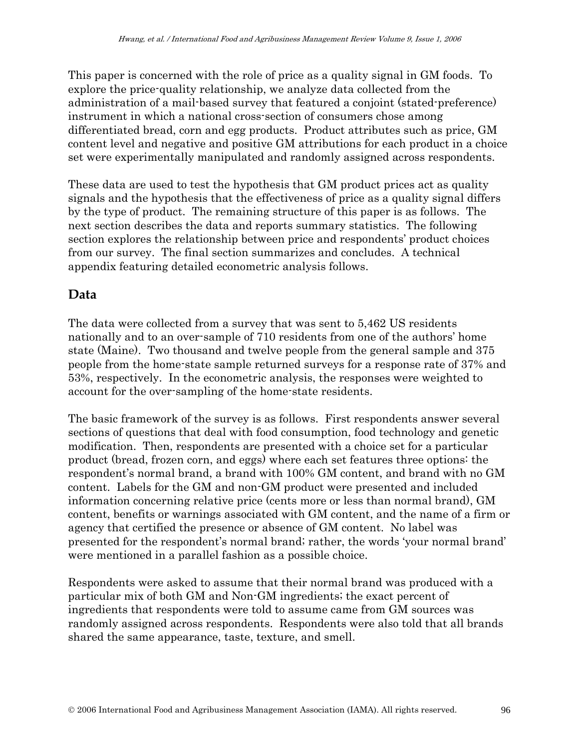This paper is concerned with the role of price as a quality signal in GM foods. To explore the price-quality relationship, we analyze data collected from the administration of a mail-based survey that featured a conjoint (stated-preference) instrument in which a national cross-section of consumers chose among differentiated bread, corn and egg products. Product attributes such as price, GM content level and negative and positive GM attributions for each product in a choice set were experimentally manipulated and randomly assigned across respondents.

These data are used to test the hypothesis that GM product prices act as quality signals and the hypothesis that the effectiveness of price as a quality signal differs by the type of product. The remaining structure of this paper is as follows. The next section describes the data and reports summary statistics. The following section explores the relationship between price and respondents' product choices from our survey. The final section summarizes and concludes. A technical appendix featuring detailed econometric analysis follows.

## Data

The data were collected from a survey that was sent to 5,462 US residents nationally and to an over-sample of 710 residents from one of the authors' home state (Maine). Two thousand and twelve people from the general sample and 375 people from the home-state sample returned surveys for a response rate of 37% and 53%, respectively. In the econometric analysis, the responses were weighted to account for the over-sampling of the home-state residents.

The basic framework of the survey is as follows. First respondents answer several sections of questions that deal with food consumption, food technology and genetic modification. Then, respondents are presented with a choice set for a particular product (bread, frozen corn, and eggs) where each set features three options: the respondent's normal brand, a brand with 100% GM content, and brand with no GM content. Labels for the GM and non-GM product were presented and included information concerning relative price (cents more or less than normal brand), GM content, benefits or warnings associated with GM content, and the name of a firm or agency that certified the presence or absence of GM content. No label was presented for the respondent's normal brand; rather, the words 'your normal brand' were mentioned in a parallel fashion as a possible choice.

Respondents were asked to assume that their normal brand was produced with a particular mix of both GM and Non-GM ingredients; the exact percent of ingredients that respondents were told to assume came from GM sources was randomly assigned across respondents. Respondents were also told that all brands shared the same appearance, taste, texture, and smell.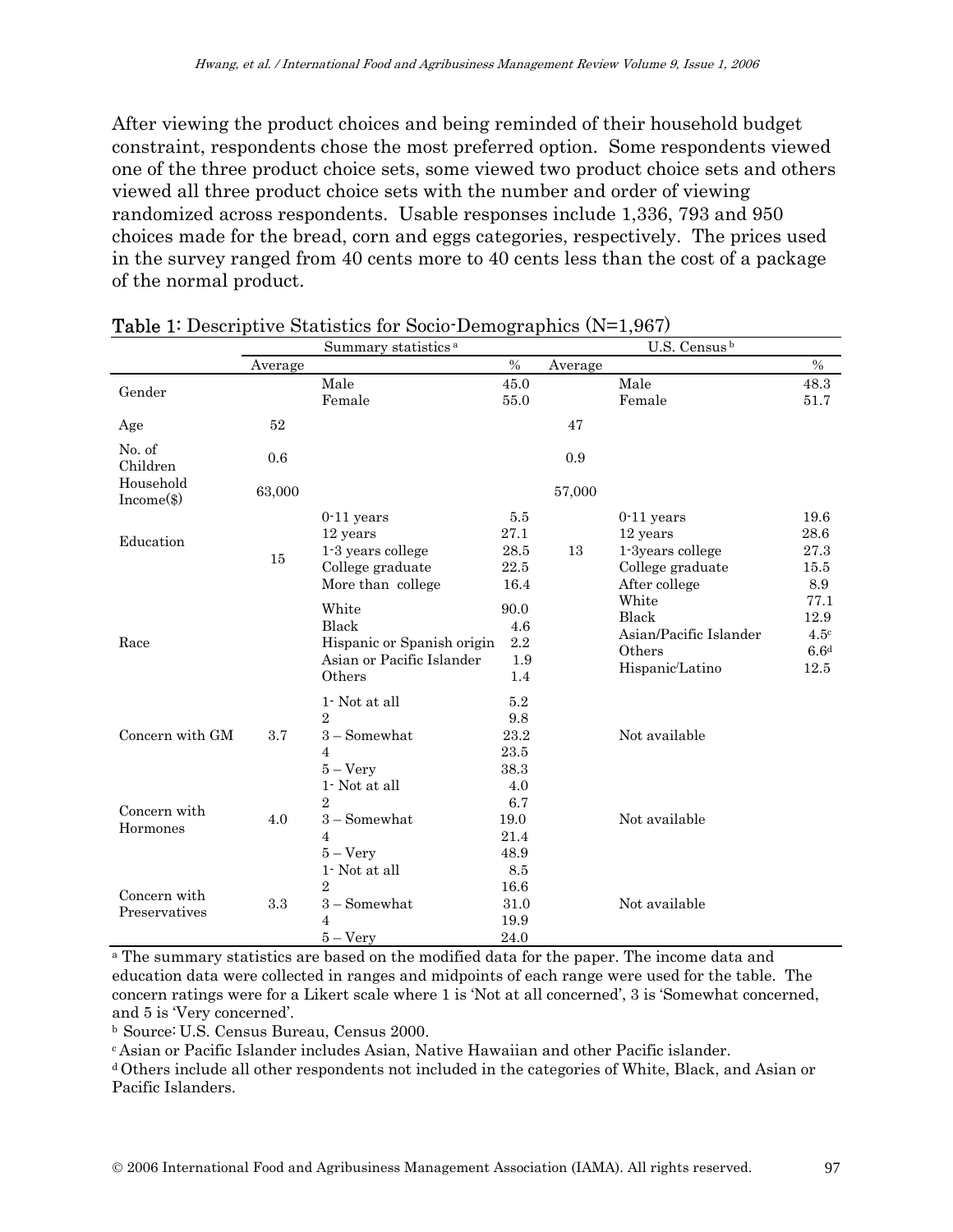After viewing the product choices and being reminded of their household budget constraint, respondents chose the most preferred option. Some respondents viewed one of the three product choice sets, some viewed two product choice sets and others viewed all three product choice sets with the number and order of viewing randomized across respondents. Usable responses include 1,336, 793 and 950 choices made for the bread, corn and eggs categories, respectively. The prices used in the survey ranged from 40 cents more to 40 cents less than the cost of a package of the normal product.

**Table 1**: Descriptive Statistics for Socio-Demographics (N=1,967)

| | Summary statistics [a] | | | U.S. Census [b] | | |
|---|---|---|---|---|---|---|
| | Average | | % | Average | | % |
| Gender | | Male | 45.0 | | Male | 48.3 |
| | | Female | 55.0 | | Female | 51.7 |
| Age | 52 | | | 47 | | |
| No. of Children | 0.6 | | | 0.9 | | |
| Household Income($) | 63,000 | | | 57,000 | | |
| Education | 15 | 0-11 years | 5.5 | 13 | 0-11 years | 19.6 |
| | | 12 years | 27.1 | | 12 years | 28.6 |
| | | 1-3 years college | 28.5 | | 1-3years college | 27.3 |
| | | College graduate | 22.5 | | College graduate | 15.5 |
| | | More than college | 16.4 | | After college | 8.9 |
| Race | | White | 90.0 | | White | 77.1 |
| | | Black | 4.6 | | Black | 12.9 |
| | | Hispanic or Spanish origin | 2.2 | | Asian/Pacific Islander | 4.5[c] |
| | | Asian or Pacific Islander | 1.9 | | Others | 6.6[d] |
| | | Others | 1.4 | | Hispanic/Latino | 12.5 |
| Concern with GM | 3.7 | 1- Not at all | 5.2 | | Not available | |
| | | 2 | 9.8 | | | |
| | | 3 – Somewhat | 23.2 | | | |
| | | 4 | 23.5 | | | |
| | | 5 – Very | 38.3 | | | |
| Concern with Hormones | 4.0 | 1- Not at all | 4.0 | | Not available | |
| | | 2 | 6.7 | | | |
| | | 3 – Somewhat | 19.0 | | | |
| | | 4 | 21.4 | | | |
| | | 5 – Very | 48.9 | | | |
| Concern with Preservatives | 3.3 | 1- Not at all | 8.5 | | Not available | |
| | | 2 | 16.6 | | | |
| | | 3 – Somewhat | 31.0 | | | |
| | | 4 | 19.9 | | | |
| | | 5 – Very | 24.0 | | | |

[a] The summary statistics are based on the modified data for the paper. The income data and education data were collected in ranges and midpoints of each range were used for the table. The concern ratings were for a Likert scale where 1 is 'Not at all concerned', 3 is 'Somewhat concerned, and 5 is 'Very concerned'.

[b] Source: U.S. Census Bureau, Census 2000.

[c] Asian or Pacific Islander includes Asian, Native Hawaiian and other Pacific islander.

[d] Others include all other respondents not included in the categories of White, Black, and Asian or Pacific Islanders.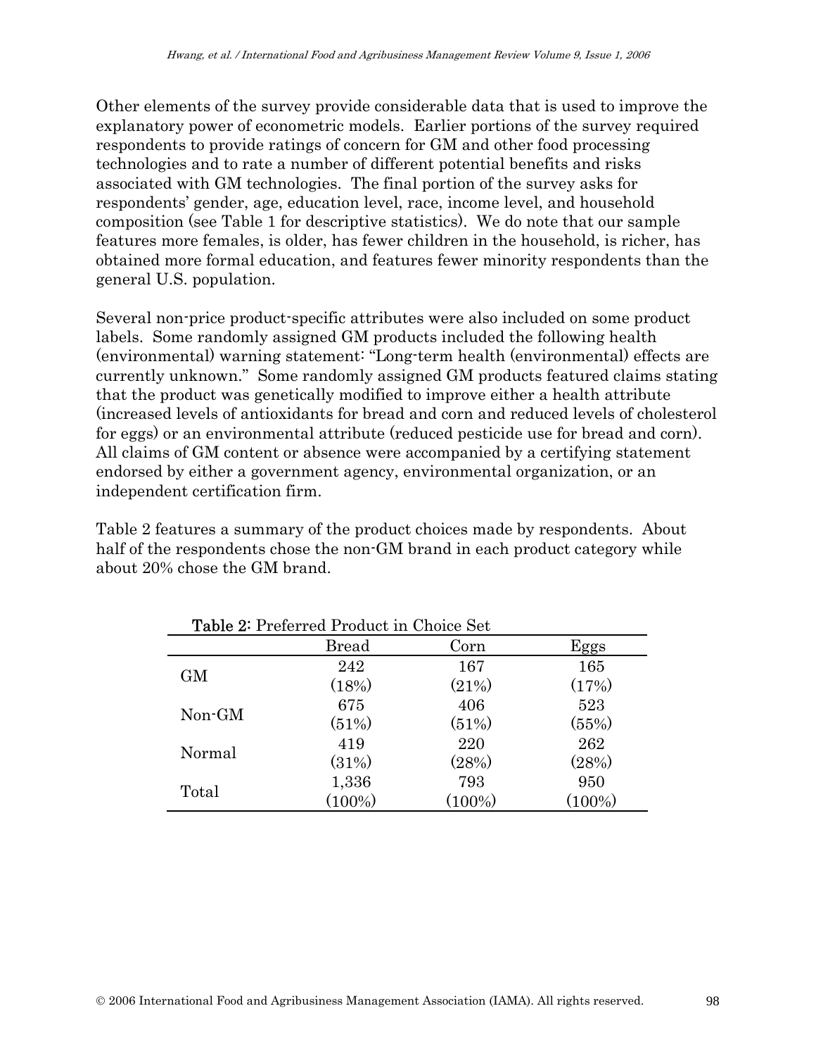Other elements of the survey provide considerable data that is used to improve the explanatory power of econometric models. Earlier portions of the survey required respondents to provide ratings of concern for GM and other food processing technologies and to rate a number of different potential benefits and risks associated with GM technologies. The final portion of the survey asks for respondents' gender, age, education level, race, income level, and household composition (see Table 1 for descriptive statistics). We do note that our sample features more females, is older, has fewer children in the household, is richer, has obtained more formal education, and features fewer minority respondents than the general U.S. population.

Several non-price product-specific attributes were also included on some product labels. Some randomly assigned GM products included the following health (environmental) warning statement: "Long-term health (environmental) effects are currently unknown." Some randomly assigned GM products featured claims stating that the product was genetically modified to improve either a health attribute (increased levels of antioxidants for bread and corn and reduced levels of cholesterol for eggs) or an environmental attribute (reduced pesticide use for bread and corn). All claims of GM content or absence were accompanied by a certifying statement endorsed by either a government agency, environmental organization, or an independent certification firm.

Table 2 features a summary of the product choices made by respondents. About half of the respondents chose the non-GM brand in each product category while about 20% chose the GM brand.

**Table 2:** Preferred Product in Choice Set

| | Bread | Corn | Eggs |
|---|---|---|---|
| GM | 242<br>(18%) | 167<br>(21%) | 165<br>(17%) |
| Non-GM | 675<br>(51%) | 406<br>(51%) | 523<br>(55%) |
| Normal | 419<br>(31%) | 220<br>(28%) | 262<br>(28%) |
| Total | 1,336<br>(100%) | 793<br>(100%) | 950<br>(100%) |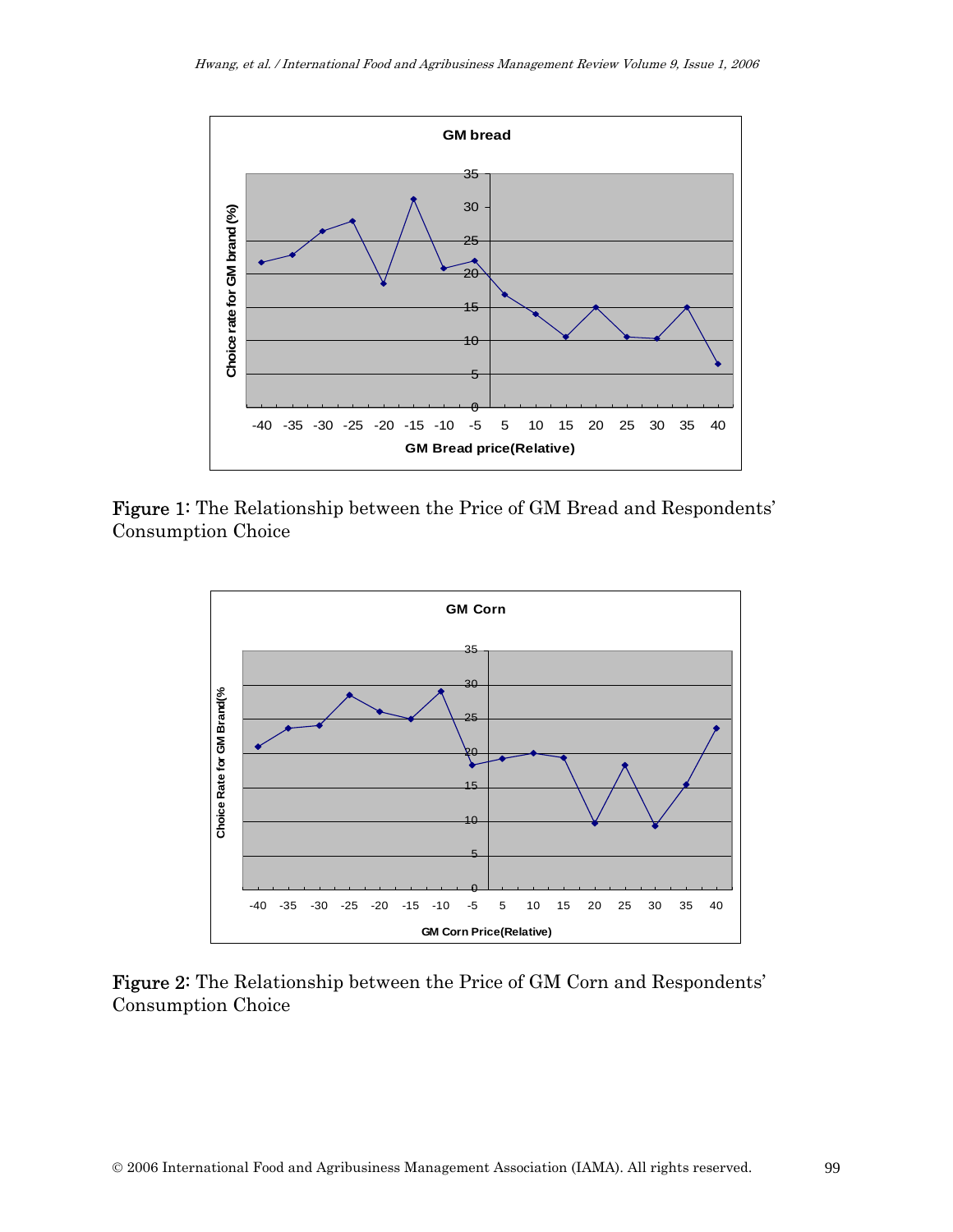**Figure 1:** The Relationship between the Price of GM Bread and Respondents' Consumption Choice

**Figure 2:** The Relationship between the Price of GM Corn and Respondents' Consumption Choice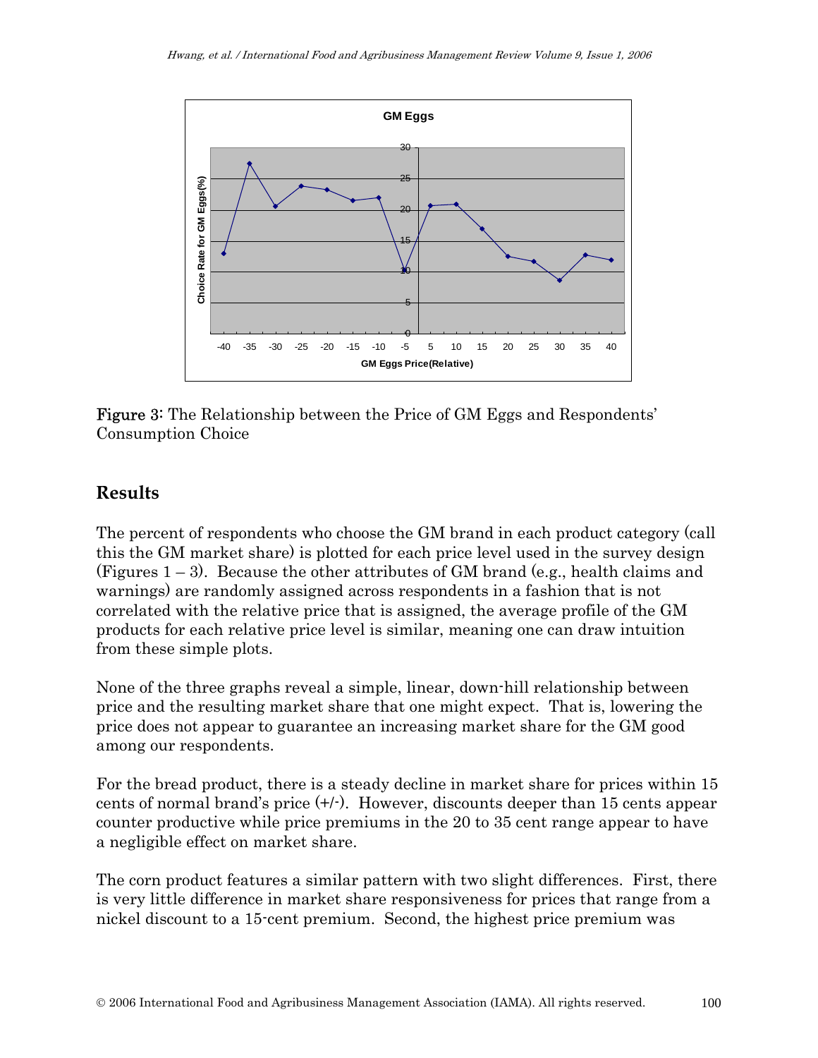Figure 3: The Relationship between the Price of GM Eggs and Respondents' Consumption Choice

## Results

The percent of respondents who choose the GM brand in each product category (call this the GM market share) is plotted for each price level used in the survey design (Figures 1 – 3). Because the other attributes of GM brand (e.g., health claims and warnings) are randomly assigned across respondents in a fashion that is not correlated with the relative price that is assigned, the average profile of the GM products for each relative price level is similar, meaning one can draw intuition from these simple plots.

None of the three graphs reveal a simple, linear, down-hill relationship between price and the resulting market share that one might expect. That is, lowering the price does not appear to guarantee an increasing market share for the GM good among our respondents.

For the bread product, there is a steady decline in market share for prices within 15 cents of normal brand's price (+/-). However, discounts deeper than 15 cents appear counter productive while price premiums in the 20 to 35 cent range appear to have a negligible effect on market share.

The corn product features a similar pattern with two slight differences. First, there is very little difference in market share responsiveness for prices that range from a nickel discount to a 15-cent premium. Second, the highest price premium was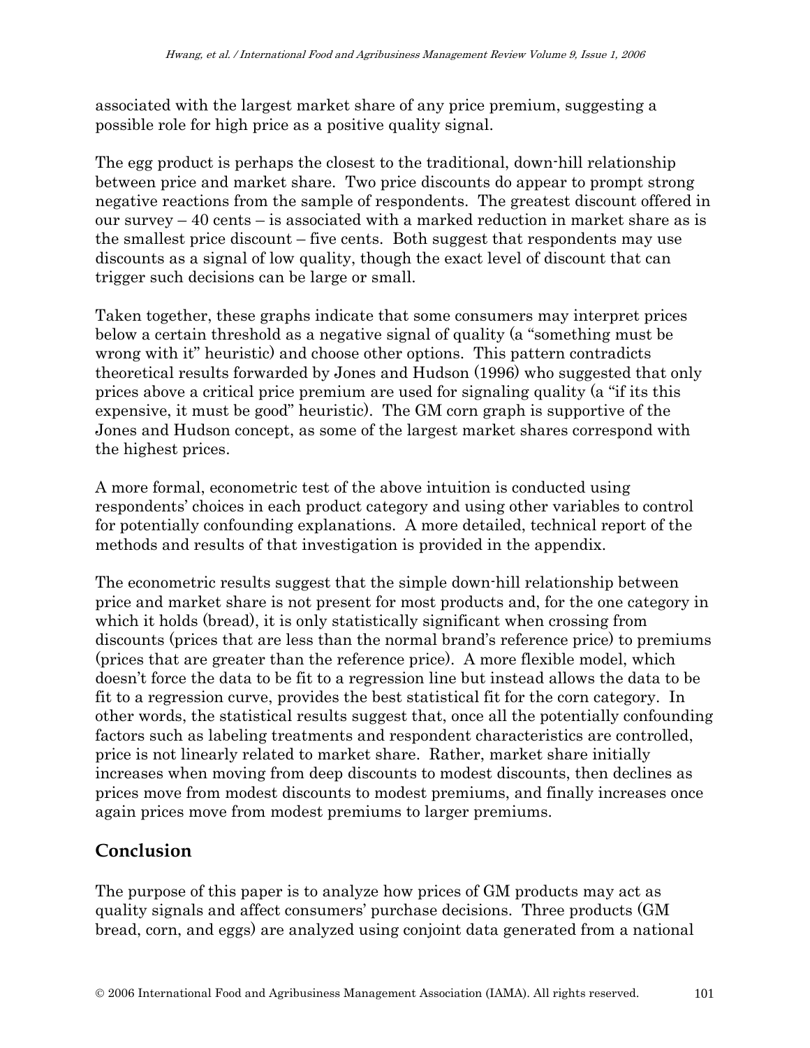associated with the largest market share of any price premium, suggesting a possible role for high price as a positive quality signal.

The egg product is perhaps the closest to the traditional, down-hill relationship between price and market share. Two price discounts do appear to prompt strong negative reactions from the sample of respondents. The greatest discount offered in our survey – 40 cents – is associated with a marked reduction in market share as is the smallest price discount – five cents. Both suggest that respondents may use discounts as a signal of low quality, though the exact level of discount that can trigger such decisions can be large or small.

Taken together, these graphs indicate that some consumers may interpret prices below a certain threshold as a negative signal of quality (a "something must be wrong with it" heuristic) and choose other options. This pattern contradicts theoretical results forwarded by Jones and Hudson (1996) who suggested that only prices above a critical price premium are used for signaling quality (a "if its this expensive, it must be good" heuristic). The GM corn graph is supportive of the Jones and Hudson concept, as some of the largest market shares correspond with the highest prices.

A more formal, econometric test of the above intuition is conducted using respondents' choices in each product category and using other variables to control for potentially confounding explanations. A more detailed, technical report of the methods and results of that investigation is provided in the appendix.

The econometric results suggest that the simple down-hill relationship between price and market share is not present for most products and, for the one category in which it holds (bread), it is only statistically significant when crossing from discounts (prices that are less than the normal brand's reference price) to premiums (prices that are greater than the reference price). A more flexible model, which doesn't force the data to be fit to a regression line but instead allows the data to be fit to a regression curve, provides the best statistical fit for the corn category. In other words, the statistical results suggest that, once all the potentially confounding factors such as labeling treatments and respondent characteristics are controlled, price is not linearly related to market share. Rather, market share initially increases when moving from deep discounts to modest discounts, then declines as prices move from modest discounts to modest premiums, and finally increases once again prices move from modest premiums to larger premiums.

## Conclusion

The purpose of this paper is to analyze how prices of GM products may act as quality signals and affect consumers' purchase decisions. Three products (GM bread, corn, and eggs) are analyzed using conjoint data generated from a national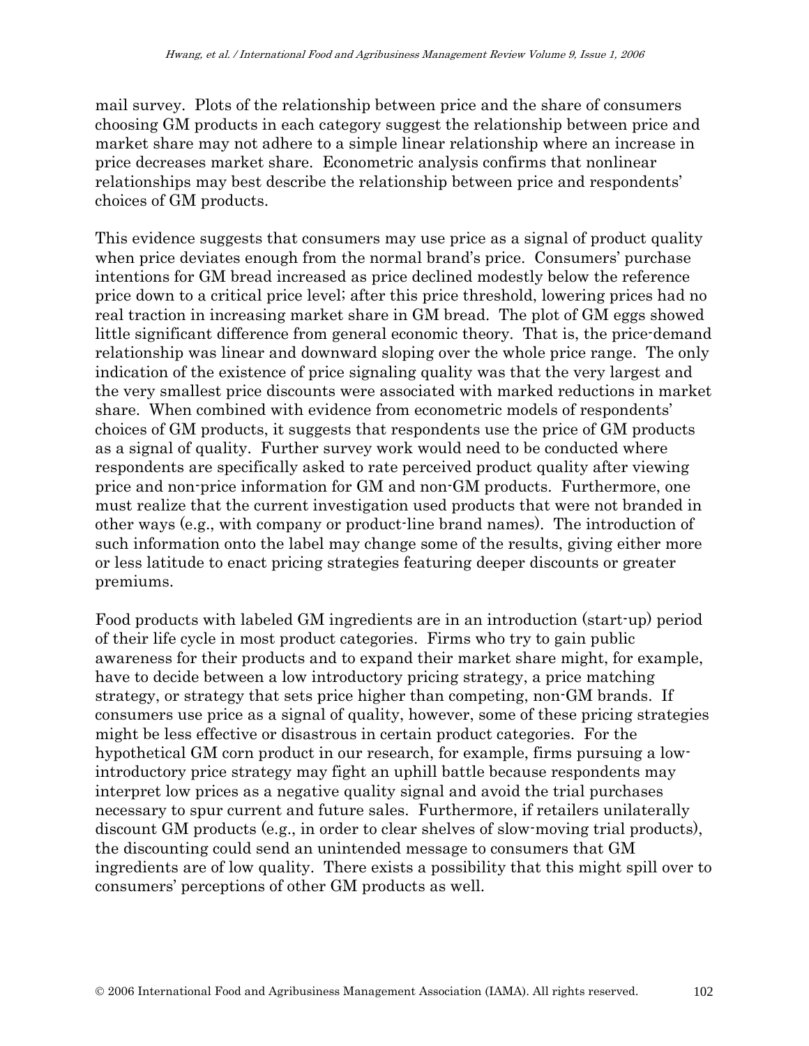mail survey. Plots of the relationship between price and the share of consumers choosing GM products in each category suggest the relationship between price and market share may not adhere to a simple linear relationship where an increase in price decreases market share. Econometric analysis confirms that nonlinear relationships may best describe the relationship between price and respondents' choices of GM products.

This evidence suggests that consumers may use price as a signal of product quality when price deviates enough from the normal brand's price. Consumers' purchase intentions for GM bread increased as price declined modestly below the reference price down to a critical price level; after this price threshold, lowering prices had no real traction in increasing market share in GM bread. The plot of GM eggs showed little significant difference from general economic theory. That is, the price-demand relationship was linear and downward sloping over the whole price range. The only indication of the existence of price signaling quality was that the very largest and the very smallest price discounts were associated with marked reductions in market share. When combined with evidence from econometric models of respondents' choices of GM products, it suggests that respondents use the price of GM products as a signal of quality. Further survey work would need to be conducted where respondents are specifically asked to rate perceived product quality after viewing price and non-price information for GM and non-GM products. Furthermore, one must realize that the current investigation used products that were not branded in other ways (e.g., with company or product-line brand names). The introduction of such information onto the label may change some of the results, giving either more or less latitude to enact pricing strategies featuring deeper discounts or greater premiums.

Food products with labeled GM ingredients are in an introduction (start-up) period of their life cycle in most product categories. Firms who try to gain public awareness for their products and to expand their market share might, for example, have to decide between a low introductory pricing strategy, a price matching strategy, or strategy that sets price higher than competing, non-GM brands. If consumers use price as a signal of quality, however, some of these pricing strategies might be less effective or disastrous in certain product categories. For the hypothetical GM corn product in our research, for example, firms pursuing a low-introductory price strategy may fight an uphill battle because respondents may interpret low prices as a negative quality signal and avoid the trial purchases necessary to spur current and future sales. Furthermore, if retailers unilaterally discount GM products (e.g., in order to clear shelves of slow-moving trial products), the discounting could send an unintended message to consumers that GM ingredients are of low quality. There exists a possibility that this might spill over to consumers' perceptions of other GM products as well.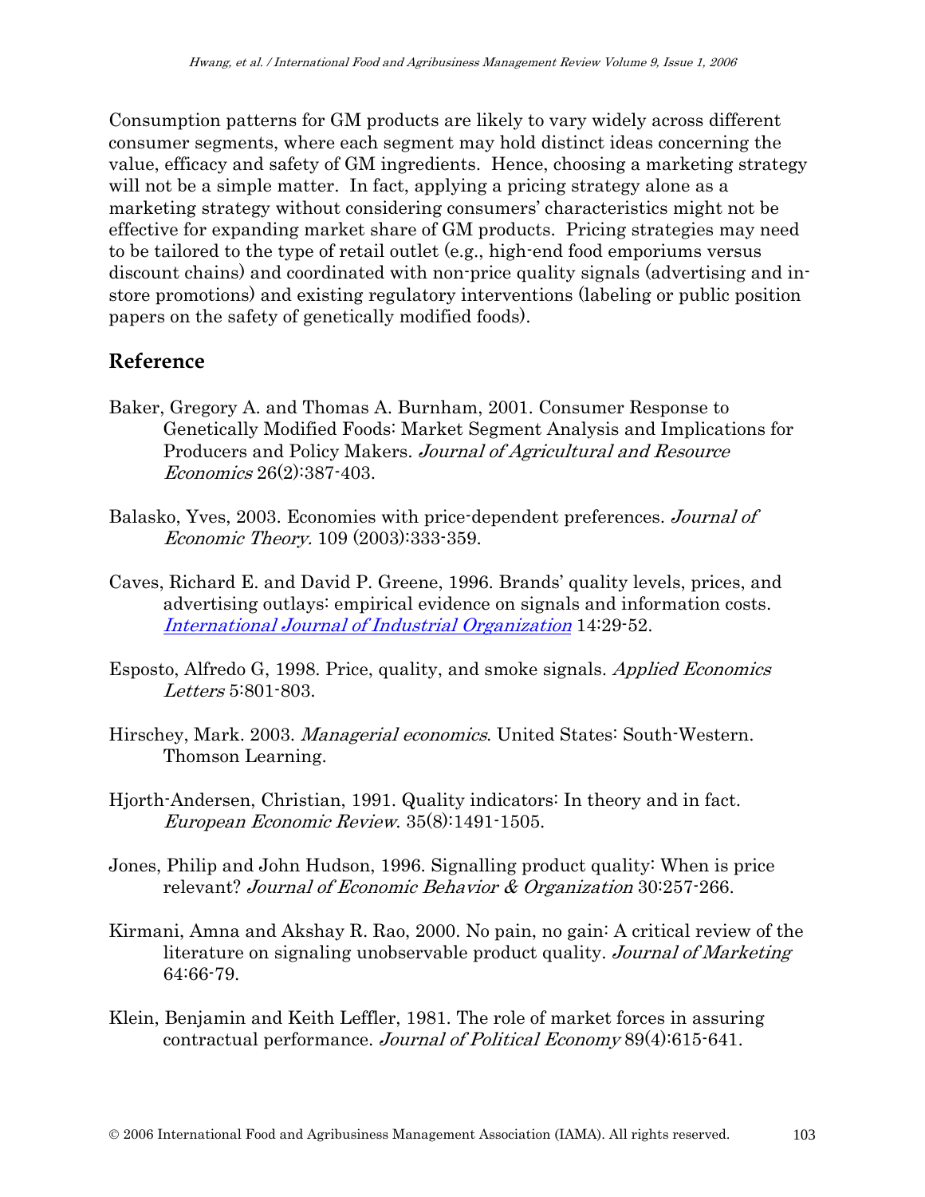Consumption patterns for GM products are likely to vary widely across different consumer segments, where each segment may hold distinct ideas concerning the value, efficacy and safety of GM ingredients. Hence, choosing a marketing strategy will not be a simple matter. In fact, applying a pricing strategy alone as a marketing strategy without considering consumers' characteristics might not be effective for expanding market share of GM products. Pricing strategies may need to be tailored to the type of retail outlet (e.g., high-end food emporiums versus discount chains) and coordinated with non-price quality signals (advertising and in-store promotions) and existing regulatory interventions (labeling or public position papers on the safety of genetically modified foods).

## Reference

Baker, Gregory A. and Thomas A. Burnham, 2001. Consumer Response to Genetically Modified Foods: Market Segment Analysis and Implications for Producers and Policy Makers. *Journal of Agricultural and Resource Economics* 26(2):387-403.

Balasko, Yves, 2003. Economies with price-dependent preferences. *Journal of Economic Theory.* 109 (2003):333-359.

Caves, Richard E. and David P. Greene, 1996. Brands' quality levels, prices, and advertising outlays: empirical evidence on signals and information costs. *International Journal of Industrial Organization* 14:29-52.

Esposto, Alfredo G, 1998. Price, quality, and smoke signals. *Applied Economics Letters* 5:801-803.

Hirschey, Mark. 2003. *Managerial economics*. United States: South-Western. Thomson Learning.

Hjorth-Andersen, Christian, 1991. Quality indicators: In theory and in fact. *European Economic Review*. 35(8):1491-1505.

Jones, Philip and John Hudson, 1996. Signalling product quality: When is price relevant? *Journal of Economic Behavior & Organization* 30:257-266.

Kirmani, Amna and Akshay R. Rao, 2000. No pain, no gain: A critical review of the literature on signaling unobservable product quality. *Journal of Marketing* 64:66-79.

Klein, Benjamin and Keith Leffler, 1981. The role of market forces in assuring contractual performance. *Journal of Political Economy* 89(4):615-641.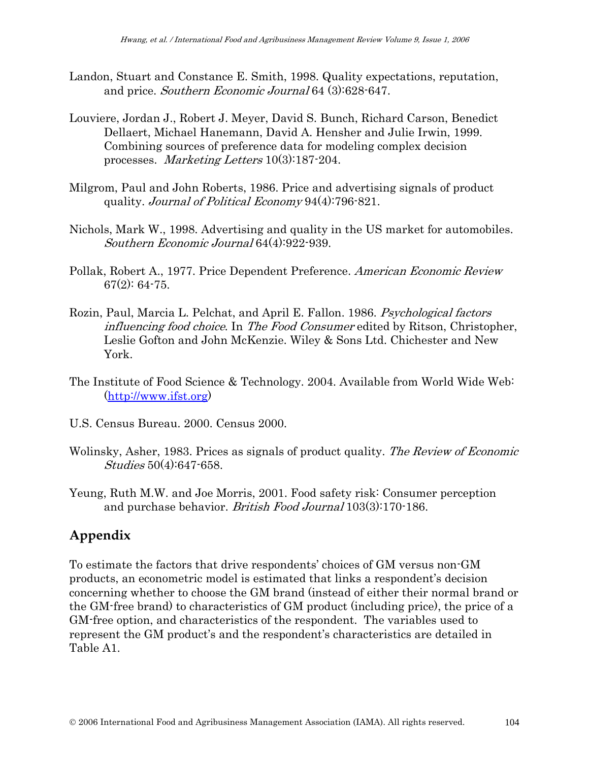Landon, Stuart and Constance E. Smith, 1998. Quality expectations, reputation, and price. *Southern Economic Journal* 64 (3):628-647.

Louviere, Jordan J., Robert J. Meyer, David S. Bunch, Richard Carson, Benedict Dellaert, Michael Hanemann, David A. Hensher and Julie Irwin, 1999. Combining sources of preference data for modeling complex decision processes. *Marketing Letters* 10(3):187-204.

Milgrom, Paul and John Roberts, 1986. Price and advertising signals of product quality. *Journal of Political Economy* 94(4):796-821.

Nichols, Mark W., 1998. Advertising and quality in the US market for automobiles. *Southern Economic Journal* 64(4):922-939.

Pollak, Robert A., 1977. Price Dependent Preference. *American Economic Review* 67(2): 64-75.

Rozin, Paul, Marcia L. Pelchat, and April E. Fallon. 1986. *Psychological factors influencing food choice*. In *The Food Consumer* edited by Ritson, Christopher, Leslie Gofton and John McKenzie. Wiley & Sons Ltd. Chichester and New York.

The Institute of Food Science & Technology. 2004. Available from World Wide Web: (http://www.ifst.org)

U.S. Census Bureau. 2000. Census 2000.

Wolinsky, Asher, 1983. Prices as signals of product quality. *The Review of Economic Studies* 50(4):647-658.

Yeung, Ruth M.W. and Joe Morris, 2001. Food safety risk: Consumer perception and purchase behavior. *British Food Journal* 103(3):170-186.

## Appendix

To estimate the factors that drive respondents' choices of GM versus non-GM products, an econometric model is estimated that links a respondent's decision concerning whether to choose the GM brand (instead of either their normal brand or the GM-free brand) to characteristics of GM product (including price), the price of a GM-free option, and characteristics of the respondent. The variables used to represent the GM product's and the respondent's characteristics are detailed in Table A1.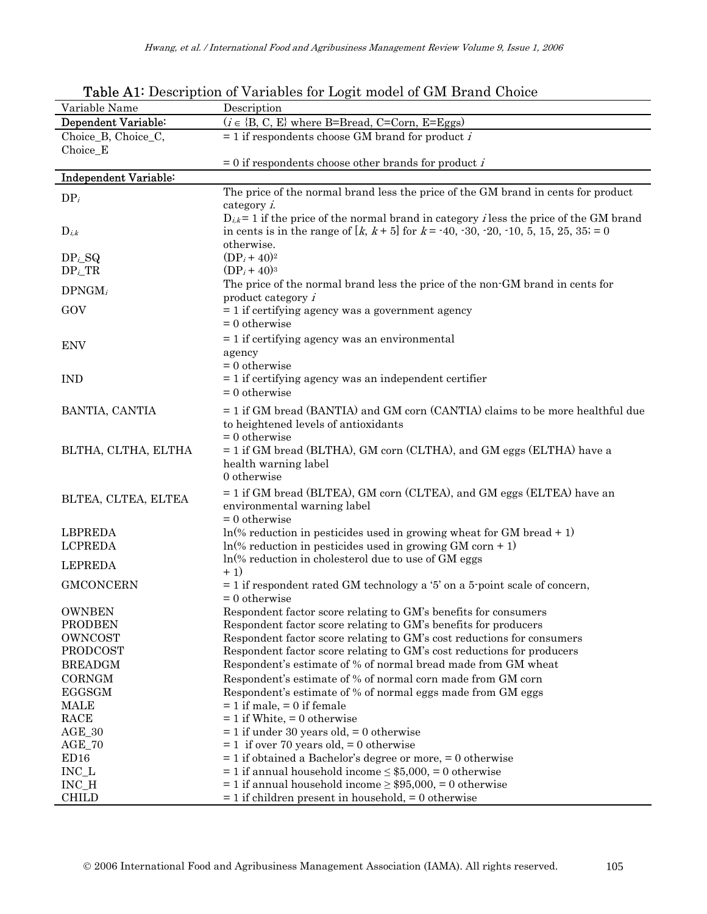**Table A1**: Description of Variables for Logit model of GM Brand Choice

| Variable Name | Description |
|---|---|
| **Dependent Variable:** | ($i \in$ {B, C, E} where B=Bread, C=Corn, E=Eggs) |
| Choice_B, Choice_C, Choice_E | = 1 if respondents choose GM brand for product $i$ <br> = 0 if respondents choose other brands for product $i$ |
| **Independent Variable:** | |
| $DP_i$ | The price of the normal brand less the price of the GM brand in cents for product category $i$. |
| $D_{i,k}$ | $D_{i,k}$ = 1 if the price of the normal brand in category $i$ less the price of the GM brand in cents is in the range of $[k, k + 5]$ for $k$ = -40, -30, -20, -10, 5, 15, 25, 35; = 0 otherwise. |
| $DP_i$_SQ | $(DP_i + 40)^2$ |
| $DP_i$_TR | $(DP_i + 40)^3$ |
| $DPNGM_i$ | The price of the normal brand less the price of the non-GM brand in cents for product category $i$ |
| GOV | = 1 if certifying agency was a government agency <br> = 0 otherwise |
| ENV | = 1 if certifying agency was an environmental agency <br> = 0 otherwise |
| IND | = 1 if certifying agency was an independent certifier <br> = 0 otherwise |
| BANTIA, CANTIA | = 1 if GM bread (BANTIA) and GM corn (CANTIA) claims to be more healthful due to heightened levels of antioxidants <br> = 0 otherwise |
| BLTHA, CLTHA, ELTHA | = 1 if GM bread (BLTHA), GM corn (CLTHA), and GM eggs (ELTHA) have a health warning label <br> 0 otherwise |
| BLTEA, CLTEA, ELTEA | = 1 if GM bread (BLTEA), GM corn (CLTEA), and GM eggs (ELTEA) have an environmental warning label <br> = 0 otherwise |
| LBPREDA | ln(% reduction in pesticides used in growing wheat for GM bread + 1) |
| LCPREDA | ln(% reduction in pesticides used in growing GM corn + 1) |
| LEPREDA | ln(% reduction in cholesterol due to use of GM eggs + 1) |
| GMCONCERN | = 1 if respondent rated GM technology a '5' on a 5-point scale of concern, <br> = 0 otherwise |
| OWNBEN | Respondent factor score relating to GM's benefits for consumers |
| PRODBEN | Respondent factor score relating to GM's benefits for producers |
| OWNCOST | Respondent factor score relating to GM's cost reductions for consumers |
| PRODCOST | Respondent factor score relating to GM's cost reductions for producers |
| BREADGM | Respondent's estimate of % of normal bread made from GM wheat |
| CORNGM | Respondent's estimate of % of normal corn made from GM corn |
| EGGSGM | Respondent's estimate of % of normal eggs made from GM eggs |
| MALE | = 1 if male, = 0 if female |
| RACE | = 1 if White, = 0 otherwise |
| AGE_30 | = 1 if under 30 years old, = 0 otherwise |
| AGE_70 | = 1 if over 70 years old, = 0 otherwise |
| ED16 | = 1 if obtained a Bachelor's degree or more, = 0 otherwise |
| INC_L | = 1 if annual household income ≤ \$5,000, = 0 otherwise |
| INC_H | = 1 if annual household income ≥ \$95,000, = 0 otherwise |
| CHILD | = 1 if children present in household, = 0 otherwise |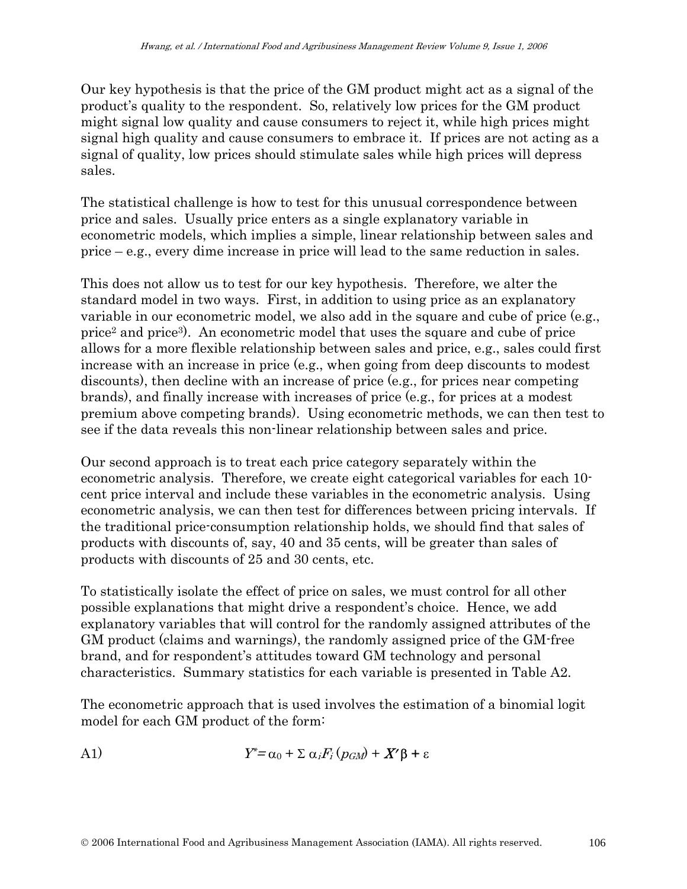Our key hypothesis is that the price of the GM product might act as a signal of the product's quality to the respondent. So, relatively low prices for the GM product might signal low quality and cause consumers to reject it, while high prices might signal high quality and cause consumers to embrace it. If prices are not acting as a signal of quality, low prices should stimulate sales while high prices will depress sales.

The statistical challenge is how to test for this unusual correspondence between price and sales. Usually price enters as a single explanatory variable in econometric models, which implies a simple, linear relationship between sales and price – e.g., every dime increase in price will lead to the same reduction in sales.

This does not allow us to test for our key hypothesis. Therefore, we alter the standard model in two ways. First, in addition to using price as an explanatory variable in our econometric model, we also add in the square and cube of price (e.g., $price^2$ and $price^3$). An econometric model that uses the square and cube of price allows for a more flexible relationship between sales and price, e.g., sales could first increase with an increase in price (e.g., when going from deep discounts to modest discounts), then decline with an increase of price (e.g., for prices near competing brands), and finally increase with increases of price (e.g., for prices at a modest premium above competing brands). Using econometric methods, we can then test to see if the data reveals this non-linear relationship between sales and price.

Our second approach is to treat each price category separately within the econometric analysis. Therefore, we create eight categorical variables for each 10-cent price interval and include these variables in the econometric analysis. Using econometric analysis, we can then test for differences between pricing intervals. If the traditional price-consumption relationship holds, we should find that sales of products with discounts of, say, 40 and 35 cents, will be greater than sales of products with discounts of 25 and 30 cents, etc.

To statistically isolate the effect of price on sales, we must control for all other possible explanations that might drive a respondent's choice. Hence, we add explanatory variables that will control for the randomly assigned attributes of the GM product (claims and warnings), the randomly assigned price of the GM-free brand, and for respondent's attitudes toward GM technology and personal characteristics. Summary statistics for each variable is presented in Table A2.

The econometric approach that is used involves the estimation of a binomial logit model for each GM product of the form:

$$Y^{*} = \alpha_0 + \Sigma\, \alpha_i F_i\,(p_{GM}) + \boldsymbol{X'}\beta + \varepsilon \qquad \text{(A1)}$$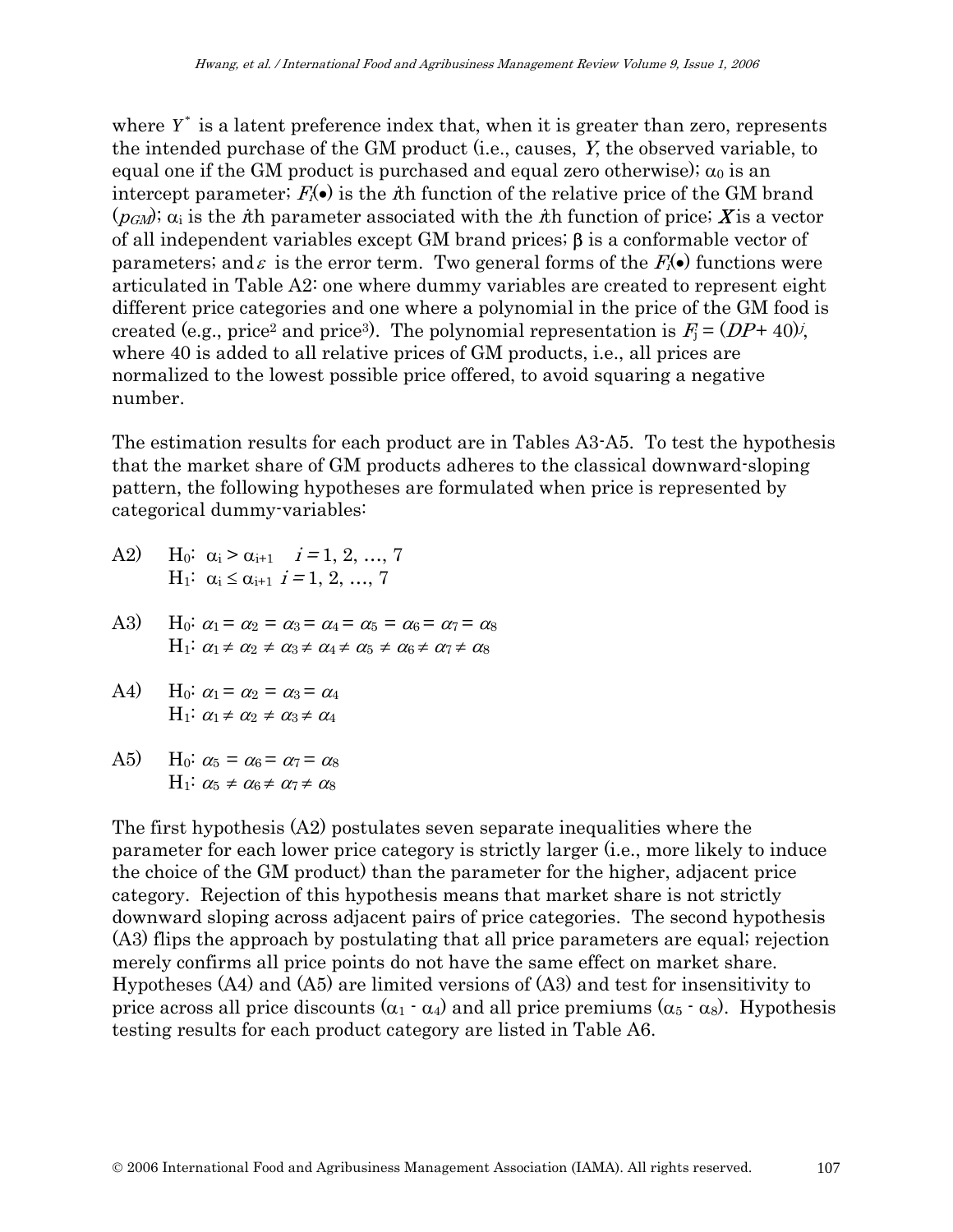where $Y^*$ is a latent preference index that, when it is greater than zero, represents the intended purchase of the GM product (i.e., causes, $Y$, the observed variable, to equal one if the GM product is purchased and equal zero otherwise); $\alpha_0$ is an intercept parameter; $F_i(\bullet)$ is the $i$th function of the relative price of the GM brand ($p_{GM}$); $\alpha_i$ is the $i$th parameter associated with the $i$th function of price; $\boldsymbol{X}$ is a vector of all independent variables except GM brand prices; $\beta$ is a conformable vector of parameters; and $\varepsilon$ is the error term. Two general forms of the $F_i(\bullet)$ functions were articulated in Table A2: one where dummy variables are created to represent eight different price categories and one where a polynomial in the price of the GM food is created (e.g., price[2] and price[3]). The polynomial representation is $F_j = (DP + 40)^j$, where 40 is added to all relative prices of GM products, i.e., all prices are normalized to the lowest possible price offered, to avoid squaring a negative number.

The estimation results for each product are in Tables A3-A5. To test the hypothesis that the market share of GM products adheres to the classical downward-sloping pattern, the following hypotheses are formulated when price is represented by categorical dummy-variables:

A2) $H_0$: $\alpha_i > \alpha_{i+1}$ $\quad i = 1, 2, \ldots, 7$
$\quad$ $H_1$: $\alpha_i \leq \alpha_{i+1}$ $\quad i = 1, 2, \ldots, 7$

A3) $H_0$: $\alpha_1 = \alpha_2 = \alpha_3 = \alpha_4 = \alpha_5 = \alpha_6 = \alpha_7 = \alpha_8$
$\quad$ $H_1$: $\alpha_1 \neq \alpha_2 \neq \alpha_3 \neq \alpha_4 \neq \alpha_5 \neq \alpha_6 \neq \alpha_7 \neq \alpha_8$

A4) $H_0$: $\alpha_1 = \alpha_2 = \alpha_3 = \alpha_4$
$\quad$ $H_1$: $\alpha_1 \neq \alpha_2 \neq \alpha_3 \neq \alpha_4$

A5) $H_0$: $\alpha_5 = \alpha_6 = \alpha_7 = \alpha_8$
$\quad$ $H_1$: $\alpha_5 \neq \alpha_6 \neq \alpha_7 \neq \alpha_8$

The first hypothesis (A2) postulates seven separate inequalities where the parameter for each lower price category is strictly larger (i.e., more likely to induce the choice of the GM product) than the parameter for the higher, adjacent price category. Rejection of this hypothesis means that market share is not strictly downward sloping across adjacent pairs of price categories. The second hypothesis (A3) flips the approach by postulating that all price parameters are equal; rejection merely confirms all price points do not have the same effect on market share. Hypotheses (A4) and (A5) are limited versions of (A3) and test for insensitivity to price across all price discounts ($\alpha_1$ - $\alpha_4$) and all price premiums ($\alpha_5$ - $\alpha_8$). Hypothesis testing results for each product category are listed in Table A6.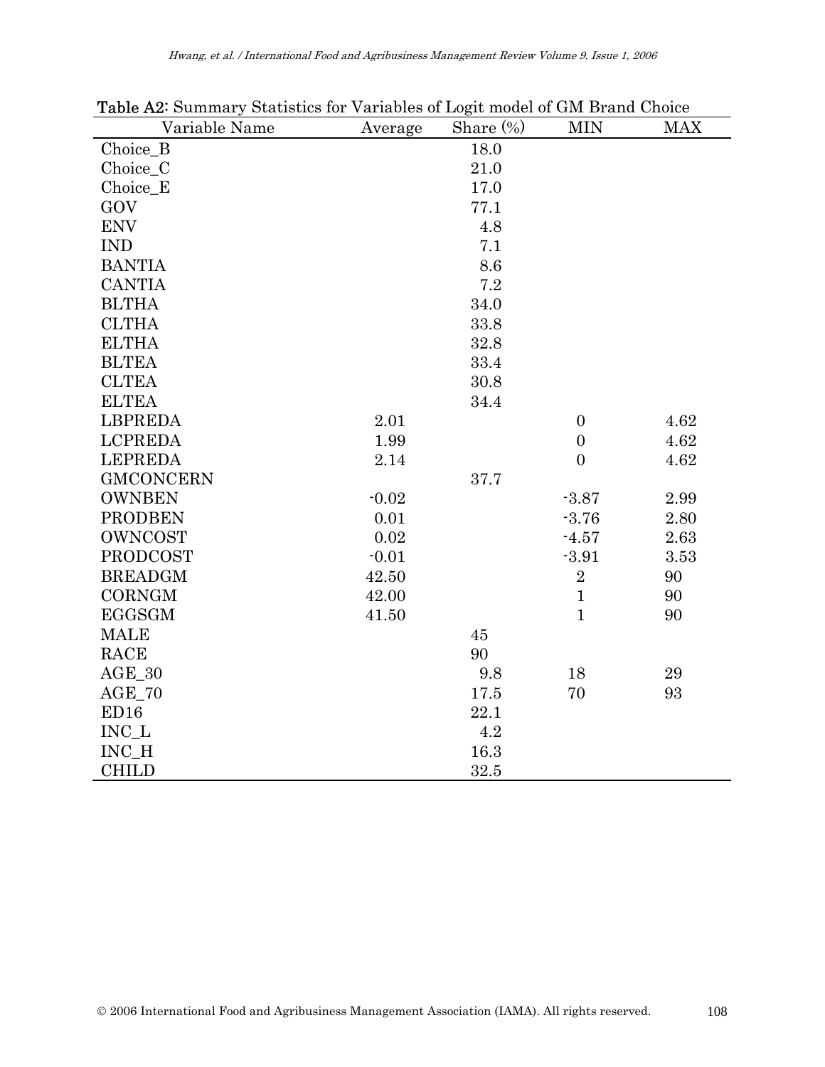**Table A2**: Summary Statistics for Variables of Logit model of GM Brand Choice

| Variable Name | Average | Share (%) | MIN | MAX |
|---|---|---|---|---|
| Choice_B | | 18.0 | | |
| Choice_C | | 21.0 | | |
| Choice_E | | 17.0 | | |
| GOV | | 77.1 | | |
| ENV | | 4.8 | | |
| IND | | 7.1 | | |
| BANTIA | | 8.6 | | |
| CANTIA | | 7.2 | | |
| BLTHA | | 34.0 | | |
| CLTHA | | 33.8 | | |
| ELTHA | | 32.8 | | |
| BLTEA | | 33.4 | | |
| CLTEA | | 30.8 | | |
| ELTEA | | 34.4 | | |
| LBPREDA | 2.01 | | 0 | 4.62 |
| LCPREDA | 1.99 | | 0 | 4.62 |
| LEPREDA | 2.14 | | 0 | 4.62 |
| GMCONCERN | | 37.7 | | |
| OWNBEN | -0.02 | | -3.87 | 2.99 |
| PRODBEN | 0.01 | | -3.76 | 2.80 |
| OWNCOST | 0.02 | | -4.57 | 2.63 |
| PRODCOST | -0.01 | | -3.91 | 3.53 |
| BREADGM | 42.50 | | 2 | 90 |
| CORNGM | 42.00 | | 1 | 90 |
| EGGSGM | 41.50 | | 1 | 90 |
| MALE | | 45 | | |
| RACE | | 90 | | |
| AGE_30 | | 9.8 | 18 | 29 |
| AGE_70 | | 17.5 | 70 | 93 |
| ED16 | | 22.1 | | |
| INC_L | | 4.2 | | |
| INC_H | | 16.3 | | |
| CHILD | | 32.5 | | |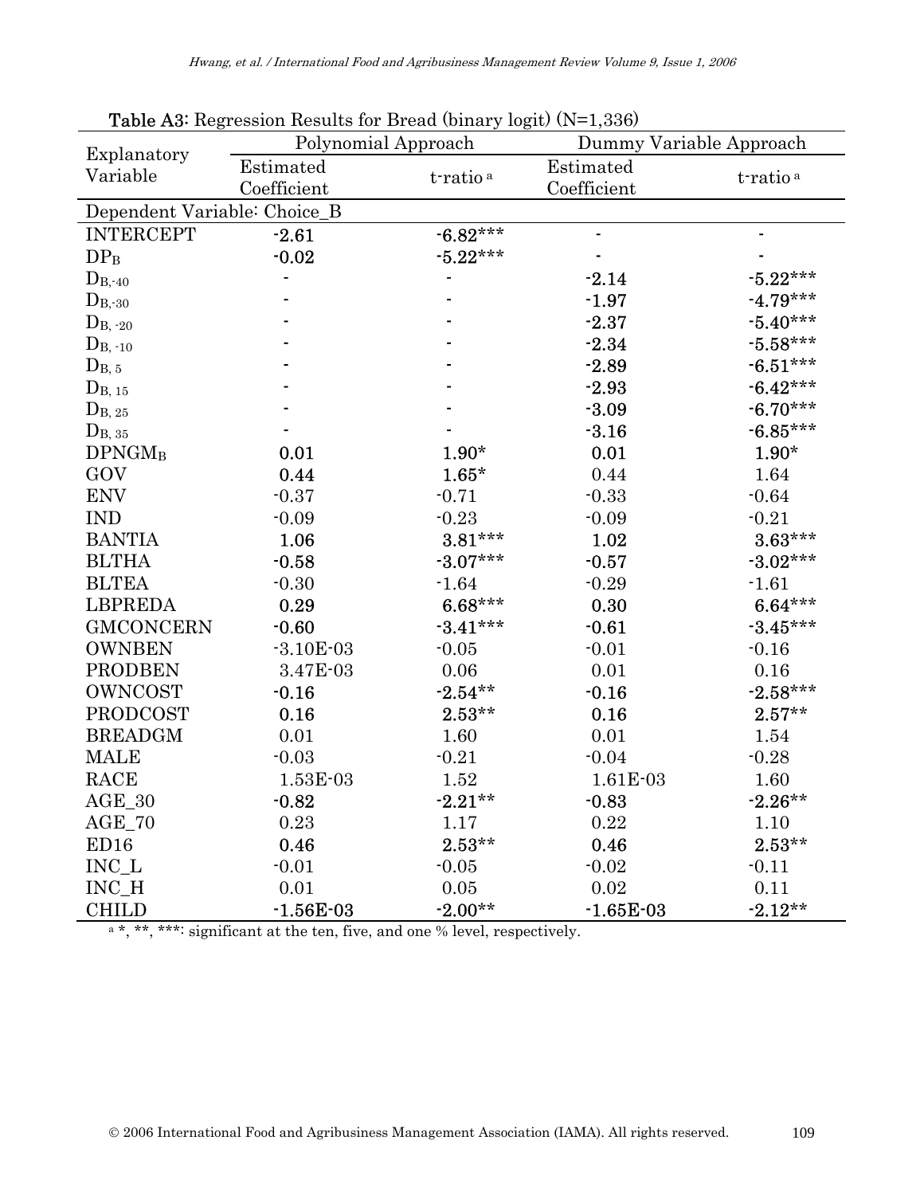**Table A3:** Regression Results for Bread (binary logit) (N=1,336)

| Explanatory Variable | Polynomial Approach | | Dummy Variable Approach | |
|---|---|---|---|---|
| | Estimated Coefficient | t-ratio [a] | Estimated Coefficient | t-ratio [a] |
| Dependent Variable: Choice_B | | | | |
| INTERCEPT | -2.61 | -6.82*** | - | - |
| $DP_B$ | -0.02 | -5.22*** | - | - |
| $D_{B,-40}$ | - | - | -2.14 | -5.22*** |
| $D_{B,-30}$ | - | - | -1.97 | -4.79*** |
| $D_{B,-20}$ | - | - | -2.37 | -5.40*** |
| $D_{B,-10}$ | - | - | -2.34 | -5.58*** |
| $D_{B,5}$ | - | - | -2.89 | -6.51*** |
| $D_{B,15}$ | - | - | -2.93 | -6.42*** |
| $D_{B,25}$ | - | - | -3.09 | -6.70*** |
| $D_{B,35}$ | - | - | -3.16 | -6.85*** |
| $DPNGM_B$ | 0.01 | 1.90* | 0.01 | 1.90* |
| GOV | 0.44 | 1.65* | 0.44 | 1.64 |
| ENV | -0.37 | -0.71 | -0.33 | -0.64 |
| IND | -0.09 | -0.23 | -0.09 | -0.21 |
| BANTIA | 1.06 | 3.81*** | 1.02 | 3.63*** |
| BLTHA | -0.58 | -3.07*** | -0.57 | -3.02*** |
| BLTEA | -0.30 | -1.64 | -0.29 | -1.61 |
| LBPREDA | 0.29 | 6.68*** | 0.30 | 6.64*** |
| GMCONCERN | -0.60 | -3.41*** | -0.61 | -3.45*** |
| OWNBEN | -3.10E-03 | -0.05 | -0.01 | -0.16 |
| PRODBEN | 3.47E-03 | 0.06 | 0.01 | 0.16 |
| OWNCOST | -0.16 | -2.54** | -0.16 | -2.58*** |
| PRODCOST | 0.16 | 2.53** | 0.16 | 2.57** |
| BREADGM | 0.01 | 1.60 | 0.01 | 1.54 |
| MALE | -0.03 | -0.21 | -0.04 | -0.28 |
| RACE | 1.53E-03 | 1.52 | 1.61E-03 | 1.60 |
| AGE_30 | -0.82 | -2.21** | -0.83 | -2.26** |
| AGE_70 | 0.23 | 1.17 | 0.22 | 1.10 |
| ED16 | 0.46 | 2.53** | 0.46 | 2.53** |
| INC_L | -0.01 | -0.05 | -0.02 | -0.11 |
| INC_H | 0.01 | 0.05 | 0.02 | 0.11 |
| CHILD | -1.56E-03 | -2.00** | -1.65E-03 | -2.12** |

[a] *, **, ***: significant at the ten, five, and one % level, respectively.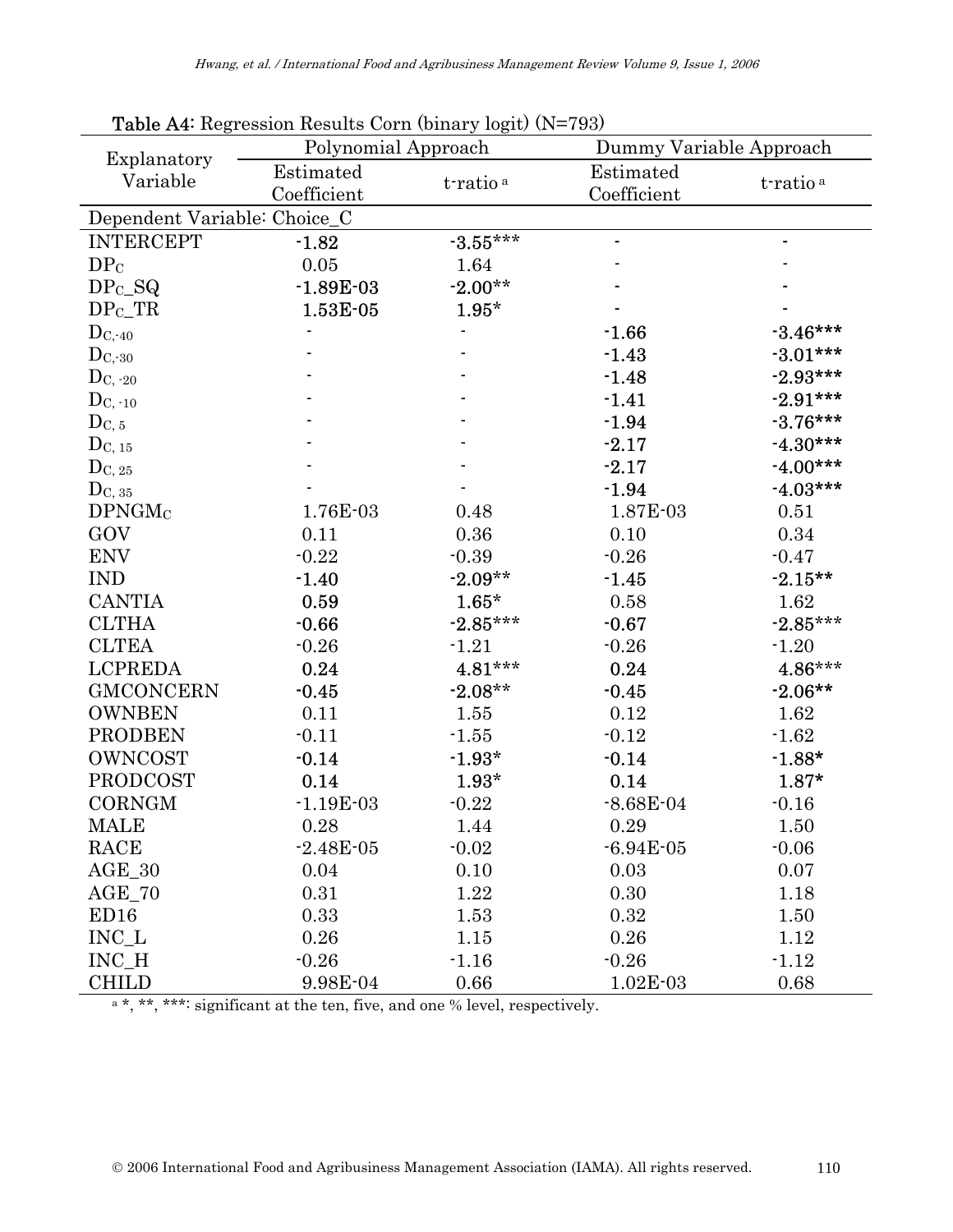**Table A4**: Regression Results Corn (binary logit) (N=793)

| Explanatory Variable | Polynomial Approach | | Dummy Variable Approach | |
|---|---|---|---|---|
| | Estimated Coefficient | t-ratio [a] | Estimated Coefficient | t-ratio [a] |
| Dependent Variable: Choice_C | | | | |
| INTERCEPT | -1.82 | -3.55*** | - | - |
| $DP_C$ | 0.05 | 1.64 | - | - |
| $DP_C$_SQ | -1.89E-03 | -2.00** | - | - |
| $DP_C$_TR | 1.53E-05 | 1.95* | - | - |
| $D_{C,-40}$ | - | - | -1.66 | -3.46*** |
| $D_{C,-30}$ | - | - | -1.43 | -3.01*** |
| $D_{C,-20}$ | - | - | -1.48 | -2.93*** |
| $D_{C,-10}$ | - | - | -1.41 | -2.91*** |
| $D_{C,5}$ | - | - | -1.94 | -3.76*** |
| $D_{C,15}$ | - | - | -2.17 | -4.30*** |
| $D_{C,25}$ | - | - | -2.17 | -4.00*** |
| $D_{C,35}$ | - | - | -1.94 | -4.03*** |
| $DPNGM_C$ | 1.76E-03 | 0.48 | 1.87E-03 | 0.51 |
| GOV | 0.11 | 0.36 | 0.10 | 0.34 |
| ENV | -0.22 | -0.39 | -0.26 | -0.47 |
| IND | -1.40 | -2.09** | -1.45 | -2.15** |
| CANTIA | 0.59 | 1.65* | 0.58 | 1.62 |
| CLTHA | -0.66 | -2.85*** | -0.67 | -2.85*** |
| CLTEA | -0.26 | -1.21 | -0.26 | -1.20 |
| LCPREDA | 0.24 | 4.81*** | 0.24 | 4.86*** |
| GMCONCERN | -0.45 | -2.08** | -0.45 | -2.06** |
| OWNBEN | 0.11 | 1.55 | 0.12 | 1.62 |
| PRODBEN | -0.11 | -1.55 | -0.12 | -1.62 |
| OWNCOST | -0.14 | -1.93* | -0.14 | -1.88* |
| PRODCOST | 0.14 | 1.93* | 0.14 | 1.87* |
| CORNGM | -1.19E-03 | -0.22 | -8.68E-04 | -0.16 |
| MALE | 0.28 | 1.44 | 0.29 | 1.50 |
| RACE | -2.48E-05 | -0.02 | -6.94E-05 | -0.06 |
| AGE_30 | 0.04 | 0.10 | 0.03 | 0.07 |
| AGE_70 | 0.31 | 1.22 | 0.30 | 1.18 |
| ED16 | 0.33 | 1.53 | 0.32 | 1.50 |
| INC_L | 0.26 | 1.15 | 0.26 | 1.12 |
| INC_H | -0.26 | -1.16 | -0.26 | -1.12 |
| CHILD | 9.98E-04 | 0.66 | 1.02E-03 | 0.68 |

[a] *, **, ***: significant at the ten, five, and one % level, respectively.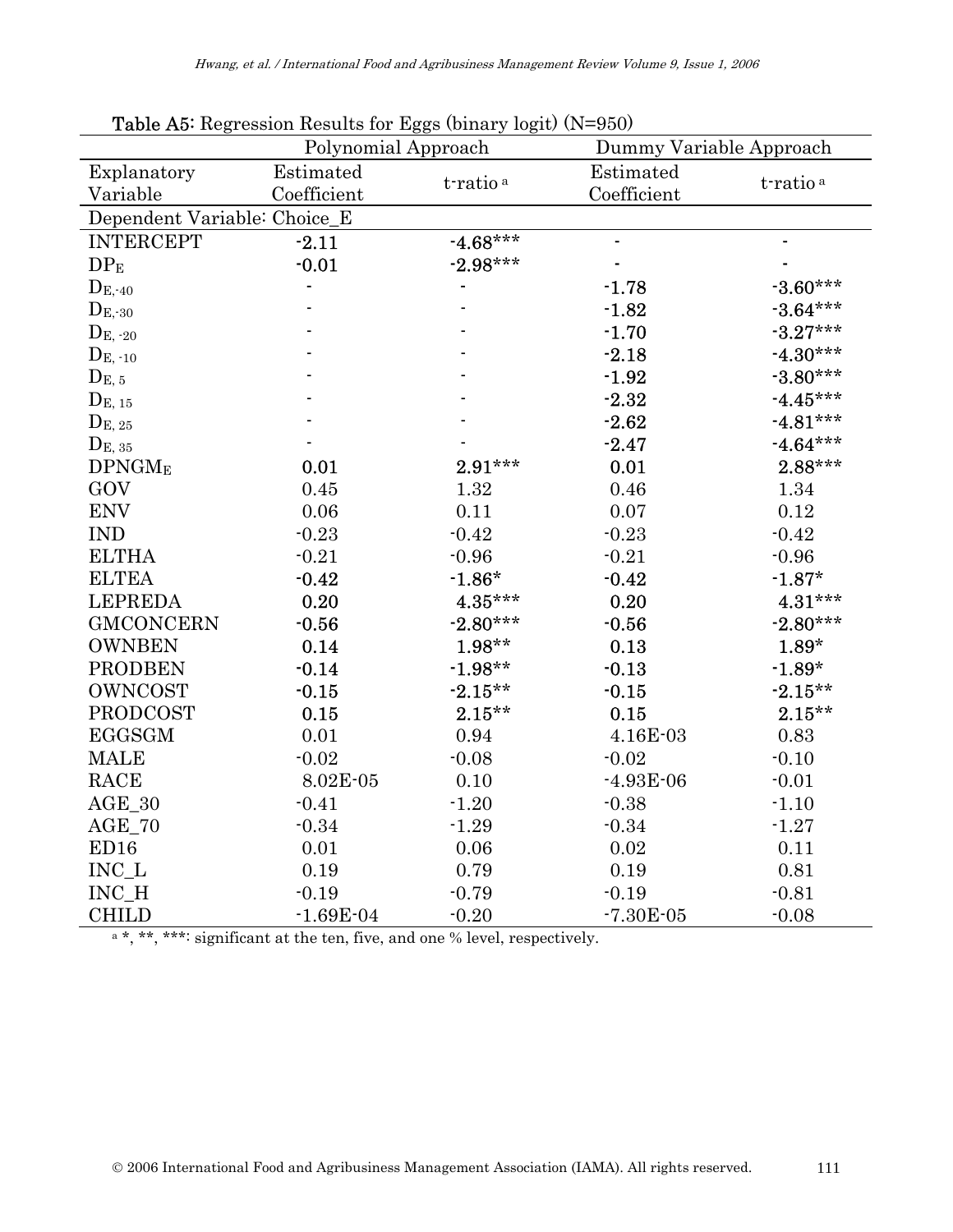**Table A5:** Regression Results for Eggs (binary logit) (N=950)

| | Polynomial Approach | | Dummy Variable Approach | |
|---|---|---|---|---|
| Explanatory Variable | Estimated Coefficient | t-ratio [a] | Estimated Coefficient | t-ratio [a] |
| Dependent Variable: Choice_E | | | | |
| INTERCEPT | -2.11 | -4.68*** | - | - |
| $DP_E$ | -0.01 | -2.98*** | - | - |
| $D_{E,-40}$ | - | - | -1.78 | -3.60*** |
| $D_{E,-30}$ | - | - | -1.82 | -3.64*** |
| $D_{E,-20}$ | - | - | -1.70 | -3.27*** |
| $D_{E,-10}$ | - | - | -2.18 | -4.30*** |
| $D_{E,5}$ | - | - | -1.92 | -3.80*** |
| $D_{E,15}$ | - | - | -2.32 | -4.45*** |
| $D_{E,25}$ | - | - | -2.62 | -4.81*** |
| $D_{E,35}$ | - | - | -2.47 | -4.64*** |
| $DPNGM_E$ | 0.01 | 2.91*** | 0.01 | 2.88*** |
| GOV | 0.45 | 1.32 | 0.46 | 1.34 |
| ENV | 0.06 | 0.11 | 0.07 | 0.12 |
| IND | -0.23 | -0.42 | -0.23 | -0.42 |
| ELTHA | -0.21 | -0.96 | -0.21 | -0.96 |
| ELTEA | -0.42 | -1.86* | -0.42 | -1.87* |
| LEPREDA | 0.20 | 4.35*** | 0.20 | 4.31*** |
| GMCONCERN | -0.56 | -2.80*** | -0.56 | -2.80*** |
| OWNBEN | 0.14 | 1.98** | 0.13 | 1.89* |
| PRODBEN | -0.14 | -1.98** | -0.13 | -1.89* |
| OWNCOST | -0.15 | -2.15** | -0.15 | -2.15** |
| PRODCOST | 0.15 | 2.15** | 0.15 | 2.15** |
| EGGSGM | 0.01 | 0.94 | 4.16E-03 | 0.83 |
| MALE | -0.02 | -0.08 | -0.02 | -0.10 |
| RACE | 8.02E-05 | 0.10 | -4.93E-06 | -0.01 |
| AGE_30 | -0.41 | -1.20 | -0.38 | -1.10 |
| AGE_70 | -0.34 | -1.29 | -0.34 | -1.27 |
| ED16 | 0.01 | 0.06 | 0.02 | 0.11 |
| INC_L | 0.19 | 0.79 | 0.19 | 0.81 |
| INC_H | -0.19 | -0.79 | -0.19 | -0.81 |
| CHILD | -1.69E-04 | -0.20 | -7.30E-05 | -0.08 |

[a] *, **, ***: significant at the ten, five, and one % level, respectively.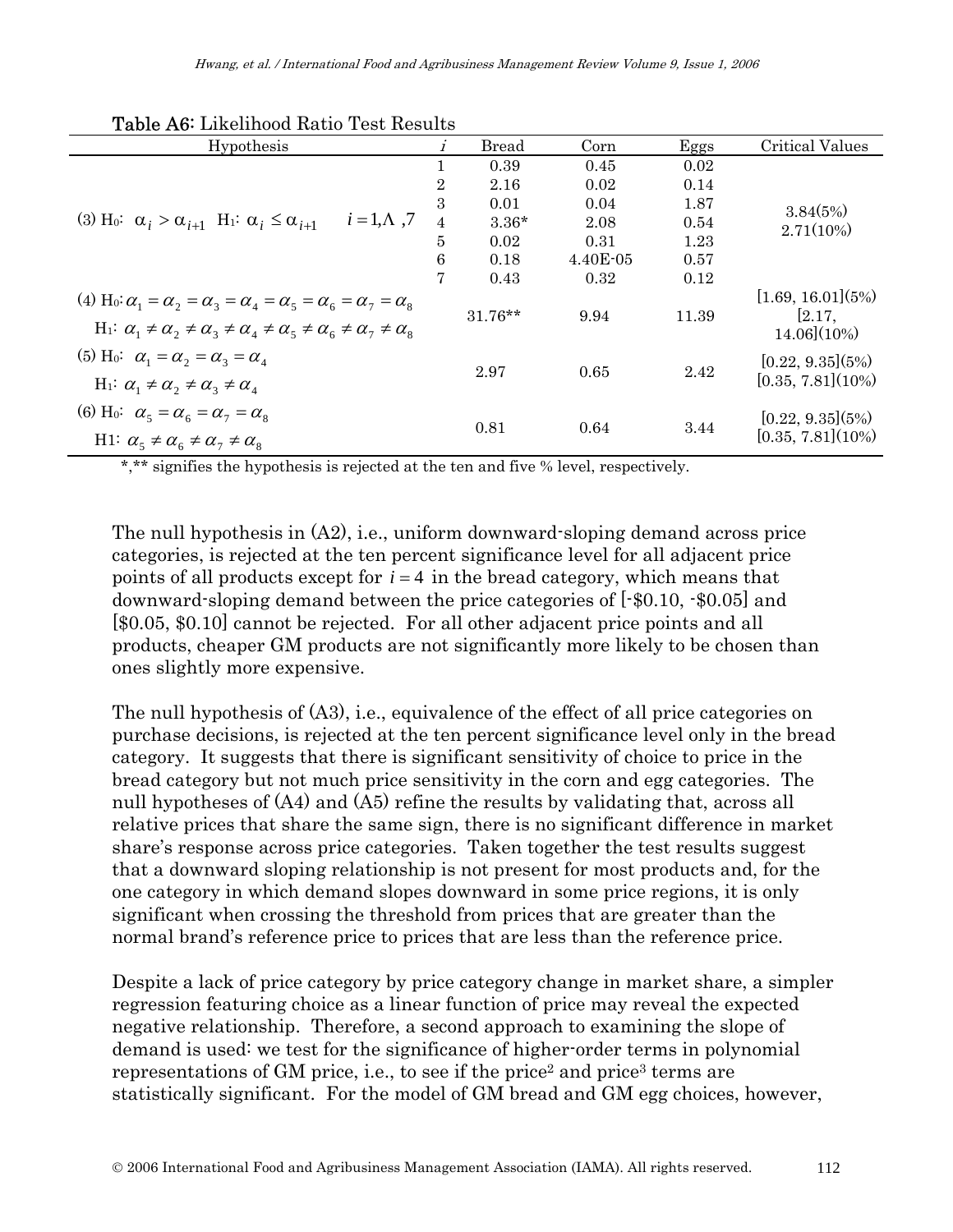**Table A6:** Likelihood Ratio Test Results

| Hypothesis | $i$ | Bread | Corn | Eggs | Critical Values |
|---|---|---|---|---|---|
| (3) H₀: $\alpha_i > \alpha_{i+1}$ H₁: $\alpha_i \leq \alpha_{i+1}$ $i = 1, \Lambda, 7$ | 1 | 0.39 | 0.45 | 0.02 | 3.84(5%) 2.71(10%) |
| | 2 | 2.16 | 0.02 | 0.14 | |
| | 3 | 0.01 | 0.04 | 1.87 | |
| | 4 | 3.36* | 2.08 | 0.54 | |
| | 5 | 0.02 | 0.31 | 1.23 | |
| | 6 | 0.18 | 4.40E-05 | 0.57 | |
| | 7 | 0.43 | 0.32 | 0.12 | |
| (4) H₀: $\alpha_1 = \alpha_2 = \alpha_3 = \alpha_4 = \alpha_5 = \alpha_6 = \alpha_7 = \alpha_8$ H₁: $\alpha_1 \neq \alpha_2 \neq \alpha_3 \neq \alpha_4 \neq \alpha_5 \neq \alpha_6 \neq \alpha_7 \neq \alpha_8$ | | 31.76** | 9.94 | 11.39 | [1.69, 16.01](5%) [2.17, 14.06](10%) |
| (5) H₀: $\alpha_1 = \alpha_2 = \alpha_3 = \alpha_4$ H₁: $\alpha_1 \neq \alpha_2 \neq \alpha_3 \neq \alpha_4$ | | 2.97 | 0.65 | 2.42 | [0.22, 9.35](5%) [0.35, 7.81](10%) |
| (6) H₀: $\alpha_5 = \alpha_6 = \alpha_7 = \alpha_8$ H1: $\alpha_5 \neq \alpha_6 \neq \alpha_7 \neq \alpha_8$ | | 0.81 | 0.64 | 3.44 | [0.22, 9.35](5%) [0.35, 7.81](10%) |

*,** signifies the hypothesis is rejected at the ten and five % level, respectively.

The null hypothesis in (A2), i.e., uniform downward-sloping demand across price categories, is rejected at the ten percent significance level for all adjacent price points of all products except for $i = 4$ in the bread category, which means that downward-sloping demand between the price categories of [-$0.10, -$0.05] and [$0.05, $0.10] cannot be rejected. For all other adjacent price points and all products, cheaper GM products are not significantly more likely to be chosen than ones slightly more expensive.

The null hypothesis of (A3), i.e., equivalence of the effect of all price categories on purchase decisions, is rejected at the ten percent significance level only in the bread category. It suggests that there is significant sensitivity of choice to price in the bread category but not much price sensitivity in the corn and egg categories. The null hypotheses of (A4) and (A5) refine the results by validating that, across all relative prices that share the same sign, there is no significant difference in market share's response across price categories. Taken together the test results suggest that a downward sloping relationship is not present for most products and, for the one category in which demand slopes downward in some price regions, it is only significant when crossing the threshold from prices that are greater than the normal brand's reference price to prices that are less than the reference price.

Despite a lack of price category by price category change in market share, a simpler regression featuring choice as a linear function of price may reveal the expected negative relationship. Therefore, a second approach to examining the slope of demand is used: we test for the significance of higher-order terms in polynomial representations of GM price, i.e., to see if the $price^2$ and $price^3$ terms are statistically significant. For the model of GM bread and GM egg choices, however,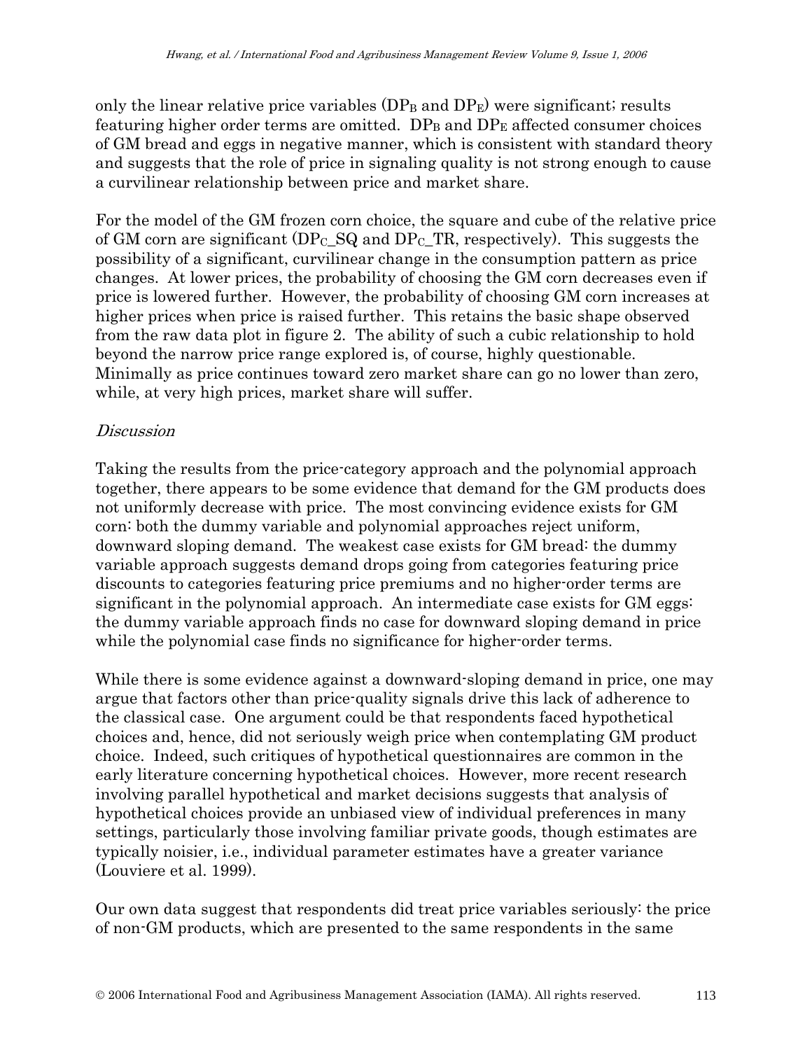only the linear relative price variables ($DP_B$ and $DP_E$) were significant; results featuring higher order terms are omitted. $DP_B$ and $DP_E$ affected consumer choices of GM bread and eggs in negative manner, which is consistent with standard theory and suggests that the role of price in signaling quality is not strong enough to cause a curvilinear relationship between price and market share.

For the model of the GM frozen corn choice, the square and cube of the relative price of GM corn are significant ($DP_C\_SQ$ and $DP_C\_TR$, respectively). This suggests the possibility of a significant, curvilinear change in the consumption pattern as price changes. At lower prices, the probability of choosing the GM corn decreases even if price is lowered further. However, the probability of choosing GM corn increases at higher prices when price is raised further. This retains the basic shape observed from the raw data plot in figure 2. The ability of such a cubic relationship to hold beyond the narrow price range explored is, of course, highly questionable. Minimally as price continues toward zero market share can go no lower than zero, while, at very high prices, market share will suffer.

### *Discussion*

Taking the results from the price-category approach and the polynomial approach together, there appears to be some evidence that demand for the GM products does not uniformly decrease with price. The most convincing evidence exists for GM corn: both the dummy variable and polynomial approaches reject uniform, downward sloping demand. The weakest case exists for GM bread: the dummy variable approach suggests demand drops going from categories featuring price discounts to categories featuring price premiums and no higher-order terms are significant in the polynomial approach. An intermediate case exists for GM eggs: the dummy variable approach finds no case for downward sloping demand in price while the polynomial case finds no significance for higher-order terms.

While there is some evidence against a downward-sloping demand in price, one may argue that factors other than price-quality signals drive this lack of adherence to the classical case. One argument could be that respondents faced hypothetical choices and, hence, did not seriously weigh price when contemplating GM product choice. Indeed, such critiques of hypothetical questionnaires are common in the early literature concerning hypothetical choices. However, more recent research involving parallel hypothetical and market decisions suggests that analysis of hypothetical choices provide an unbiased view of individual preferences in many settings, particularly those involving familiar private goods, though estimates are typically noisier, i.e., individual parameter estimates have a greater variance (Louviere et al. 1999).

Our own data suggest that respondents did treat price variables seriously: the price of non-GM products, which are presented to the same respondents in the same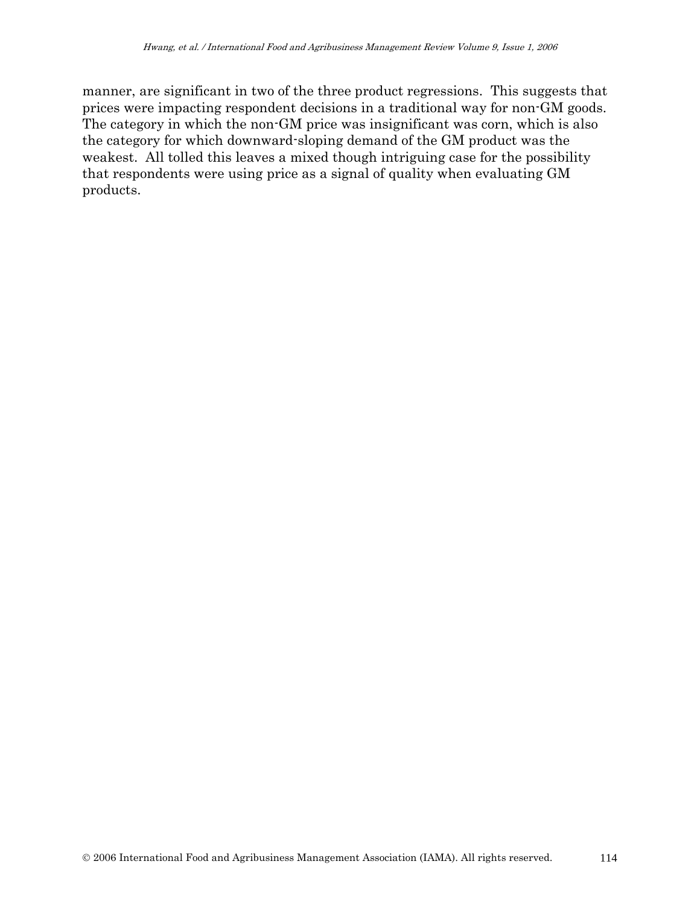manner, are significant in two of the three product regressions. This suggests that prices were impacting respondent decisions in a traditional way for non-GM goods. The category in which the non-GM price was insignificant was corn, which is also the category for which downward-sloping demand of the GM product was the weakest. All tolled this leaves a mixed though intriguing case for the possibility that respondents were using price as a signal of quality when evaluating GM products.